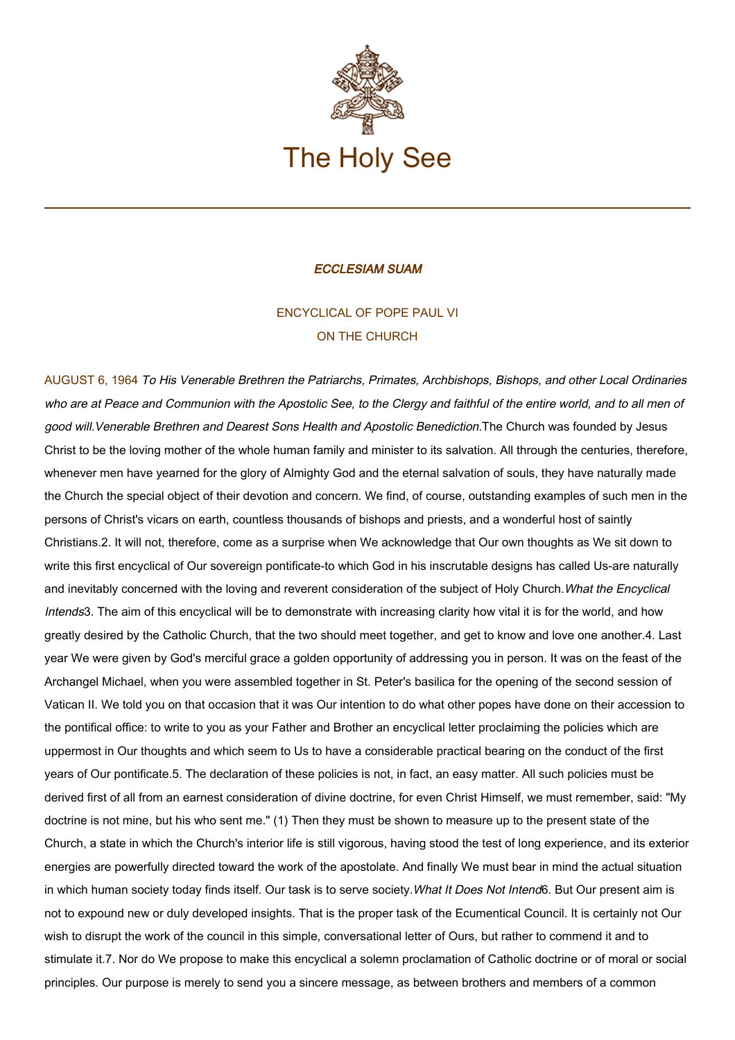The Holy See

# *ECCLESIAM SUAM*

ENCYCLICAL OF POPE PAUL VI

ON THE CHURCH

AUGUST 6, 1964 *To His Venerable Brethren the Patriarchs, Primates, Archbishops, Bishops, and other Local Ordinaries who are at Peace and Communion with the Apostolic See, to the Clergy and faithful of the entire world, and to all men of good will.*

*Venerable Brethren and Dearest Sons Health and Apostolic Benediction.*

The Church was founded by Jesus Christ to be the loving mother of the whole human family and minister to its salvation. All through the centuries, therefore, whenever men have yearned for the glory of Almighty God and the eternal salvation of souls, they have naturally made the Church the special object of their devotion and concern. We find, of course, outstanding examples of such men in the persons of Christ's vicars on earth, countless thousands of bishops and priests, and a wonderful host of saintly Christians.

2. It will not, therefore, come as a surprise when We acknowledge that Our own thoughts as We sit down to write this first encyclical of Our sovereign pontificate-to which God in his inscrutable designs has called Us-are naturally and inevitably concerned with the loving and reverent consideration of the subject of Holy Church.

*What the Encyclical Intends*

3. The aim of this encyclical will be to demonstrate with increasing clarity how vital it is for the world, and how greatly desired by the Catholic Church, that the two should meet together, and get to know and love one another.

4. Last year We were given by God's merciful grace a golden opportunity of addressing you in person. It was on the feast of the Archangel Michael, when you were assembled together in St. Peter's basilica for the opening of the second session of Vatican II. We told you on that occasion that it was Our intention to do what other popes have done on their accession to the pontifical office: to write to you as your Father and Brother an encyclical letter proclaiming the policies which are uppermost in Our thoughts and which seem to Us to have a considerable practical bearing on the conduct of the first years of Our pontificate.

5. The declaration of these policies is not, in fact, an easy matter. All such policies must be derived first of all from an earnest consideration of divine doctrine, for even Christ Himself, we must remember, said: "My doctrine is not mine, but his who sent me." (1) Then they must be shown to measure up to the present state of the Church, a state in which the Church's interior life is still vigorous, having stood the test of long experience, and its exterior energies are powerfully directed toward the work of the apostolate. And finally We must bear in mind the actual situation in which human society today finds itself. Our task is to serve society.

*What It Does Not Intend*

6. But Our present aim is not to expound new or duly developed insights. That is the proper task of the Ecumentical Council. It is certainly not Our wish to disrupt the work of the council in this simple, conversational letter of Ours, but rather to commend it and to stimulate it.

7. Nor do We propose to make this encyclical a solemn proclamation of Catholic doctrine or of moral or social principles. Our purpose is merely to send you a sincere message, as between brothers and members of a common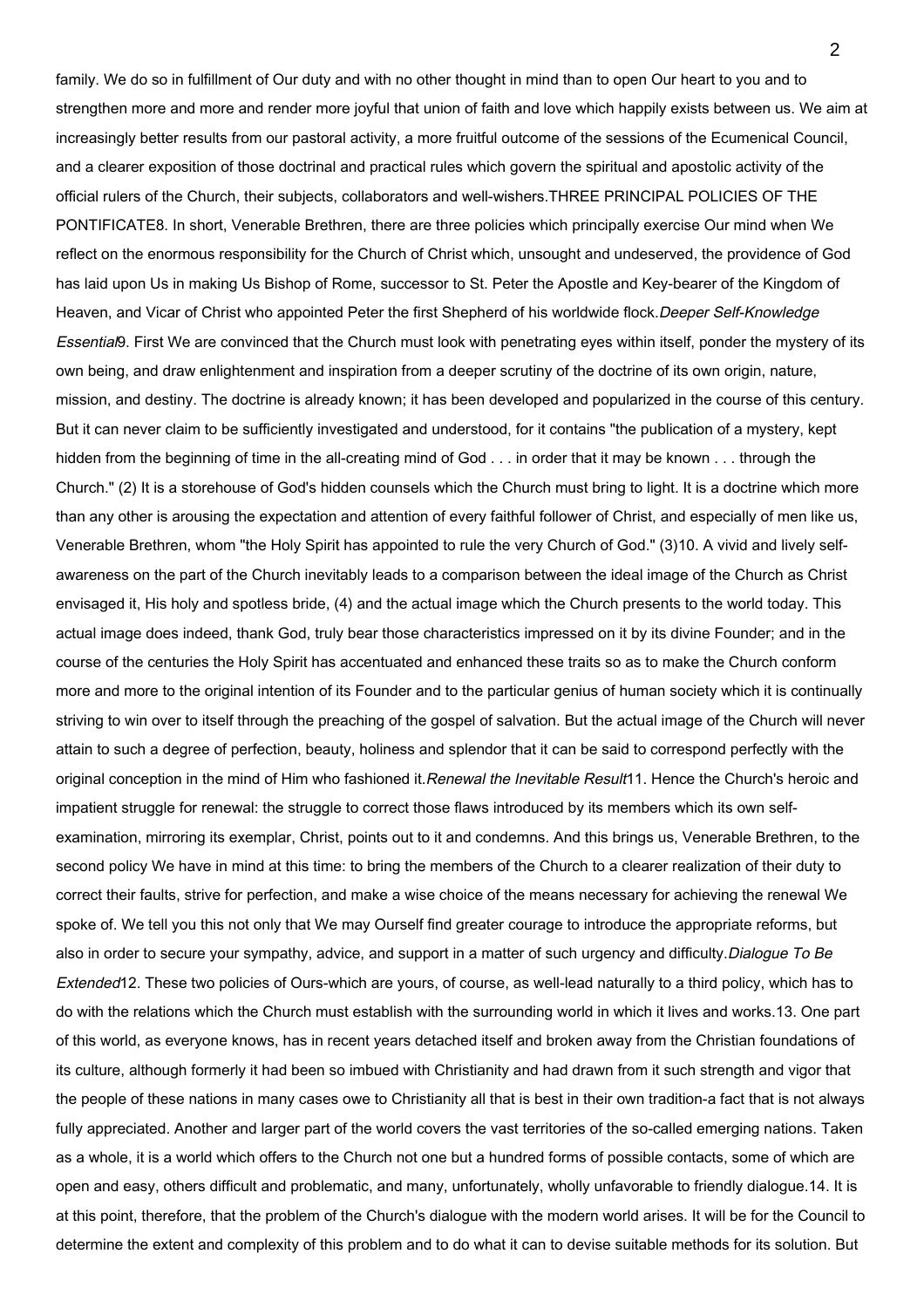family. We do so in fulfillment of Our duty and with no other thought in mind than to open Our heart to you and to strengthen more and more and render more joyful that union of faith and love which happily exists between us. We aim at increasingly better results from our pastoral activity, a more fruitful outcome of the sessions of the Ecumenical Council, and a clearer exposition of those doctrinal and practical rules which govern the spiritual and apostolic activity of the official rulers of the Church, their subjects, collaborators and well-wishers.

## THREE PRINCIPAL POLICIES OF THE PONTIFICATE

8. In short, Venerable Brethren, there are three policies which principally exercise Our mind when We reflect on the enormous responsibility for the Church of Christ which, unsought and undeserved, the providence of God has laid upon Us in making Us Bishop of Rome, successor to St. Peter the Apostle and Key-bearer of the Kingdom of Heaven, and Vicar of Christ who appointed Peter the first Shepherd of his worldwide flock.

### *Deeper Self-Knowledge Essential*

9. First We are convinced that the Church must look with penetrating eyes within itself, ponder the mystery of its own being, and draw enlightenment and inspiration from a deeper scrutiny of the doctrine of its own origin, nature, mission, and destiny. The doctrine is already known; it has been developed and popularized in the course of this century. But it can never claim to be sufficiently investigated and understood, for it contains "the publication of a mystery, kept hidden from the beginning of time in the all-creating mind of God . . . in order that it may be known . . . through the Church." (2) It is a storehouse of God's hidden counsels which the Church must bring to light. It is a doctrine which more than any other is arousing the expectation and attention of every faithful follower of Christ, and especially of men like us, Venerable Brethren, whom "the Holy Spirit has appointed to rule the very Church of God." (3)

10. A vivid and lively self-awareness on the part of the Church inevitably leads to a comparison between the ideal image of the Church as Christ envisaged it, His holy and spotless bride, (4) and the actual image which the Church presents to the world today. This actual image does indeed, thank God, truly bear those characteristics impressed on it by its divine Founder; and in the course of the centuries the Holy Spirit has accentuated and enhanced these traits so as to make the Church conform more and more to the original intention of its Founder and to the particular genius of human society which it is continually striving to win over to itself through the preaching of the gospel of salvation. But the actual image of the Church will never attain to such a degree of perfection, beauty, holiness and splendor that it can be said to correspond perfectly with the original conception in the mind of Him who fashioned it.

### *Renewal the Inevitable Result*

11. Hence the Church's heroic and impatient struggle for renewal: the struggle to correct those flaws introduced by its members which its own self-examination, mirroring its exemplar, Christ, points out to it and condemns. And this brings us, Venerable Brethren, to the second policy We have in mind at this time: to bring the members of the Church to a clearer realization of their duty to correct their faults, strive for perfection, and make a wise choice of the means necessary for achieving the renewal We spoke of. We tell you this not only that We may Ourself find greater courage to introduce the appropriate reforms, but also in order to secure your sympathy, advice, and support in a matter of such urgency and difficulty.

### *Dialogue To Be Extended*

12. These two policies of Ours-which are yours, of course, as well-lead naturally to a third policy, which has to do with the relations which the Church must establish with the surrounding world in which it lives and works.

13. One part of this world, as everyone knows, has in recent years detached itself and broken away from the Christian foundations of its culture, although formerly it had been so imbued with Christianity and had drawn from it such strength and vigor that the people of these nations in many cases owe to Christianity all that is best in their own tradition-a fact that is not always fully appreciated. Another and larger part of the world covers the vast territories of the so-called emerging nations. Taken as a whole, it is a world which offers to the Church not one but a hundred forms of possible contacts, some of which are open and easy, others difficult and problematic, and many, unfortunately, wholly unfavorable to friendly dialogue.

14. It is at this point, therefore, that the problem of the Church's dialogue with the modern world arises. It will be for the Council to determine the extent and complexity of this problem and to do what it can to devise suitable methods for its solution. But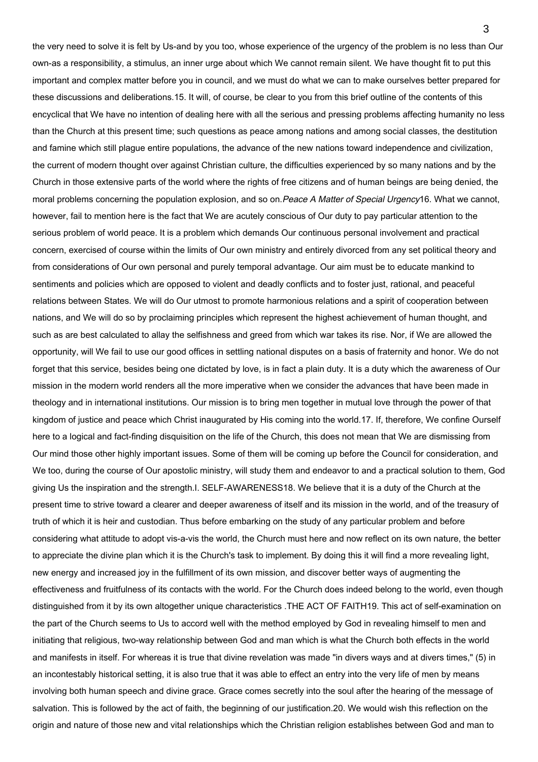the very need to solve it is felt by Us-and by you too, whose experience of the urgency of the problem is no less than Our own-as a responsibility, a stimulus, an inner urge about which We cannot remain silent. We have thought fit to put this important and complex matter before you in council, and we must do what we can to make ourselves better prepared for these discussions and deliberations.

15. It will, of course, be clear to you from this brief outline of the contents of this encyclical that We have no intention of dealing here with all the serious and pressing problems affecting humanity no less than the Church at this present time; such questions as peace among nations and among social classes, the destitution and famine which still plague entire populations, the advance of the new nations toward independence and civilization, the current of modern thought over against Christian culture, the difficulties experienced by so many nations and by the Church in those extensive parts of the world where the rights of free citizens and of human beings are being denied, the moral problems concerning the population explosion, and so on.

*Peace A Matter of Special Urgency*

16. What we cannot, however, fail to mention here is the fact that We are acutely conscious of Our duty to pay particular attention to the serious problem of world peace. It is a problem which demands Our continuous personal involvement and practical concern, exercised of course within the limits of Our own ministry and entirely divorced from any set political theory and from considerations of Our own personal and purely temporal advantage. Our aim must be to educate mankind to sentiments and policies which are opposed to violent and deadly conflicts and to foster just, rational, and peaceful relations between States. We will do Our utmost to promote harmonious relations and a spirit of cooperation between nations, and We will do so by proclaiming principles which represent the highest achievement of human thought, and such as are best calculated to allay the selfishness and greed from which war takes its rise. Nor, if We are allowed the opportunity, will We fail to use our good offices in settling national disputes on a basis of fraternity and honor. We do not forget that this service, besides being one dictated by love, is in fact a plain duty. It is a duty which the awareness of Our mission in the modern world renders all the more imperative when we consider the advances that have been made in theology and in international institutions. Our mission is to bring men together in mutual love through the power of that kingdom of justice and peace which Christ inaugurated by His coming into the world.

17. If, therefore, We confine Ourself here to a logical and fact-finding disquisition on the life of the Church, this does not mean that We are dismissing from Our mind those other highly important issues. Some of them will be coming up before the Council for consideration, and We too, during the course of Our apostolic ministry, will study them and endeavor to and a practical solution to them, God giving Us the inspiration and the strength.

I. SELF-AWARENESS

18. We believe that it is a duty of the Church at the present time to strive toward a clearer and deeper awareness of itself and its mission in the world, and of the treasury of truth of which it is heir and custodian. Thus before embarking on the study of any particular problem and before considering what attitude to adopt vis-a-vis the world, the Church must here and now reflect on its own nature, the better to appreciate the divine plan which it is the Church's task to implement. By doing this it will find a more revealing light, new energy and increased joy in the fulfillment of its own mission, and discover better ways of augmenting the effectiveness and fruitfulness of its contacts with the world. For the Church does indeed belong to the world, even though distinguished from it by its own altogether unique characteristics .

THE ACT OF FAITH

19. This act of self-examination on the part of the Church seems to Us to accord well with the method employed by God in revealing himself to men and initiating that religious, two-way relationship between God and man which is what the Church both effects in the world and manifests in itself. For whereas it is true that divine revelation was made "in divers ways and at divers times," (5) in an incontestably historical setting, it is also true that it was able to effect an entry into the very life of men by means involving both human speech and divine grace. Grace comes secretly into the soul after the hearing of the message of salvation. This is followed by the act of faith, the beginning of our justification.

20. We would wish this reflection on the origin and nature of those new and vital relationships which the Christian religion establishes between God and man to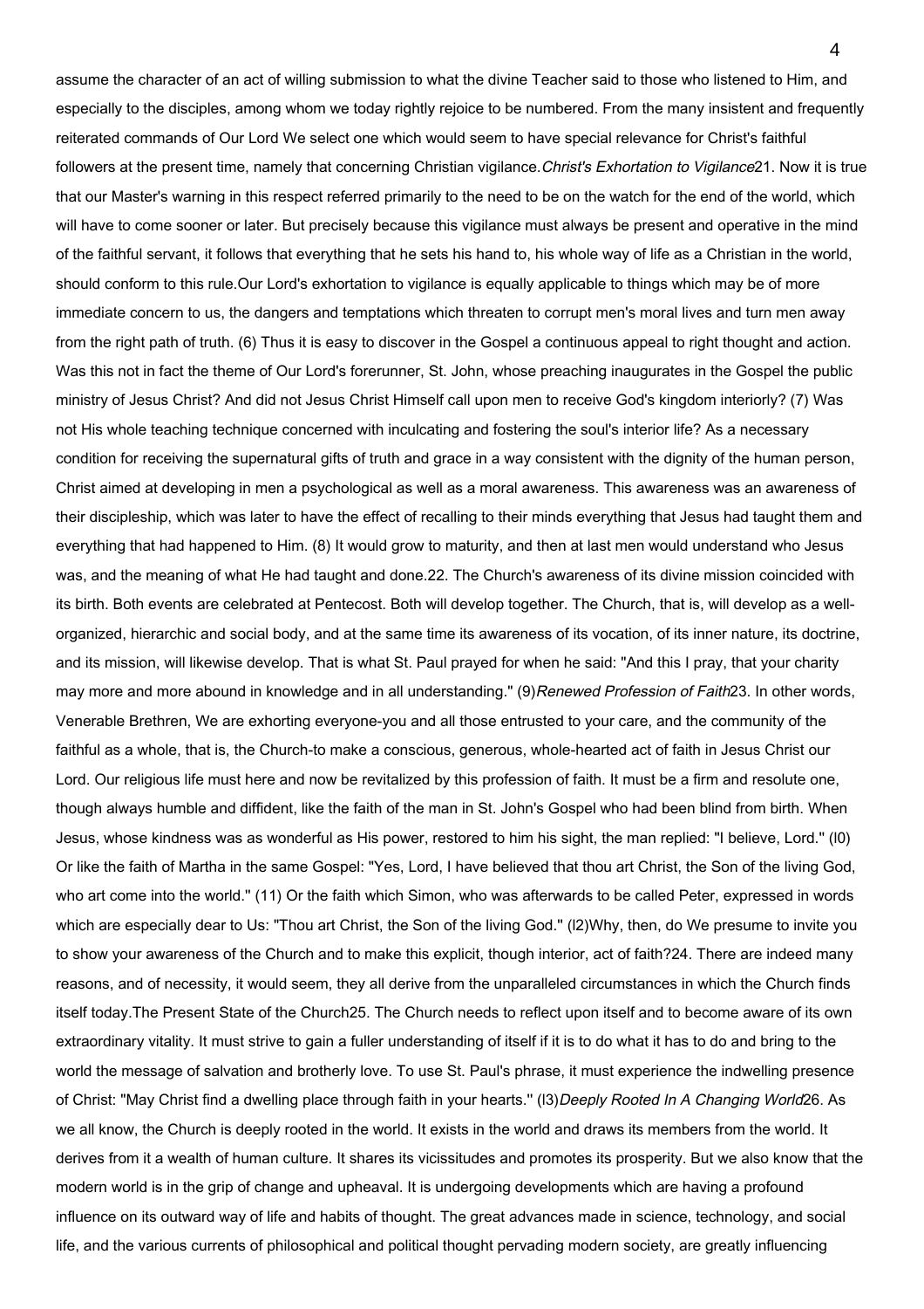assume the character of an act of willing submission to what the divine Teacher said to those who listened to Him, and especially to the disciples, among whom we today rightly rejoice to be numbered. From the many insistent and frequently reiterated commands of Our Lord We select one which would seem to have special relevance for Christ's faithful followers at the present time, namely that concerning Christian vigilance.

### *Christ's Exhortation to Vigilance*

21. Now it is true that our Master's warning in this respect referred primarily to the need to be on the watch for the end of the world, which will have to come sooner or later. But precisely because this vigilance must always be present and operative in the mind of the faithful servant, it follows that everything that he sets his hand to, his whole way of life as a Christian in the world, should conform to this rule.Our Lord's exhortation to vigilance is equally applicable to things which may be of more immediate concern to us, the dangers and temptations which threaten to corrupt men's moral lives and turn men away from the right path of truth. (6) Thus it is easy to discover in the Gospel a continuous appeal to right thought and action. Was this not in fact the theme of Our Lord's forerunner, St. John, whose preaching inaugurates in the Gospel the public ministry of Jesus Christ? And did not Jesus Christ Himself call upon men to receive God's kingdom interiorly? (7) Was not His whole teaching technique concerned with inculcating and fostering the soul's interior life? As a necessary condition for receiving the supernatural gifts of truth and grace in a way consistent with the dignity of the human person, Christ aimed at developing in men a psychological as well as a moral awareness. This awareness was an awareness of their discipleship, which was later to have the effect of recalling to their minds everything that Jesus had taught them and everything that had happened to Him. (8) It would grow to maturity, and then at last men would understand who Jesus was, and the meaning of what He had taught and done.

22. The Church's awareness of its divine mission coincided with its birth. Both events are celebrated at Pentecost. Both will develop together. The Church, that is, will develop as a well-organized, hierarchic and social body, and at the same time its awareness of its vocation, of its inner nature, its doctrine, and its mission, will likewise develop. That is what St. Paul prayed for when he said: "And this I pray, that your charity may more and more abound in knowledge and in all understanding." (9)

### *Renewed Profession of Faith*

23. In other words, Venerable Brethren, We are exhorting everyone-you and all those entrusted to your care, and the community of the faithful as a whole, that is, the Church-to make a conscious, generous, whole-hearted act of faith in Jesus Christ our Lord. Our religious life must here and now be revitalized by this profession of faith. It must be a firm and resolute one, though always humble and diffident, like the faith of the man in St. John's Gospel who had been blind from birth. When Jesus, whose kindness was as wonderful as His power, restored to him his sight, the man replied: "I believe, Lord." (l0) Or like the faith of Martha in the same Gospel: "Yes, Lord, I have believed that thou art Christ, the Son of the living God, who art come into the world." (11) Or the faith which Simon, who was afterwards to be called Peter, expressed in words which are especially dear to Us: "Thou art Christ, the Son of the living God." (l2)Why, then, do We presume to invite you to show your awareness of the Church and to make this explicit, though interior, act of faith?

24. There are indeed many reasons, and of necessity, it would seem, they all derive from the unparalleled circumstances in which the Church finds itself today.

### The Present State of the Church

25. The Church needs to reflect upon itself and to become aware of its own extraordinary vitality. It must strive to gain a fuller understanding of itself if it is to do what it has to do and bring to the world the message of salvation and brotherly love. To use St. Paul's phrase, it must experience the indwelling presence of Christ: "May Christ find a dwelling place through faith in your hearts." (l3)

### *Deeply Rooted In A Changing World*

26. As we all know, the Church is deeply rooted in the world. It exists in the world and draws its members from the world. It derives from it a wealth of human culture. It shares its vicissitudes and promotes its prosperity. But we also know that the modern world is in the grip of change and upheaval. It is undergoing developments which are having a profound influence on its outward way of life and habits of thought. The great advances made in science, technology, and social life, and the various currents of philosophical and political thought pervading modern society, are greatly influencing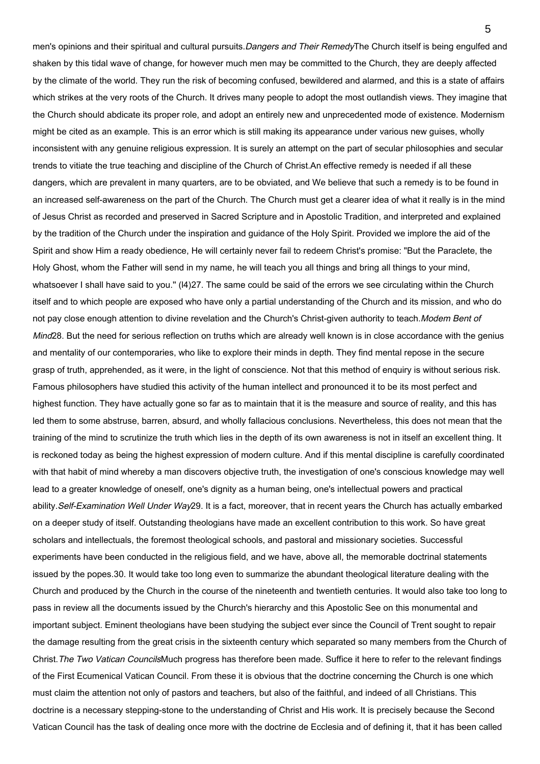men's opinions and their spiritual and cultural pursuits.

*Dangers and Their Remedy*

The Church itself is being engulfed and shaken by this tidal wave of change, for however much men may be committed to the Church, they are deeply affected by the climate of the world. They run the risk of becoming confused, bewildered and alarmed, and this is a state of affairs which strikes at the very roots of the Church. It drives many people to adopt the most outlandish views. They imagine that the Church should abdicate its proper role, and adopt an entirely new and unprecedented mode of existence. Modernism might be cited as an example. This is an error which is still making its appearance under various new guises, wholly inconsistent with any genuine religious expression. It is surely an attempt on the part of secular philosophies and secular trends to vitiate the true teaching and discipline of the Church of Christ.

An effective remedy is needed if all these dangers, which are prevalent in many quarters, are to be obviated, and We believe that such a remedy is to be found in an increased self-awareness on the part of the Church. The Church must get a clearer idea of what it really is in the mind of Jesus Christ as recorded and preserved in Sacred Scripture and in Apostolic Tradition, and interpreted and explained by the tradition of the Church under the inspiration and guidance of the Holy Spirit. Provided we implore the aid of the Spirit and show Him a ready obedience, He will certainly never fail to redeem Christ's promise: "But the Paraclete, the Holy Ghost, whom the Father will send in my name, he will teach you all things and bring all things to your mind, whatsoever I shall have said to you." (l4)

27. The same could be said of the errors we see circulating within the Church itself and to which people are exposed who have only a partial understanding of the Church and its mission, and who do not pay close enough attention to divine revelation and the Church's Christ-given authority to teach.

*Modem Bent of Mind*

28. But the need for serious reflection on truths which are already well known is in close accordance with the genius and mentality of our contemporaries, who like to explore their minds in depth. They find mental repose in the secure grasp of truth, apprehended, as it were, in the light of conscience. Not that this method of enquiry is without serious risk. Famous philosophers have studied this activity of the human intellect and pronounced it to be its most perfect and highest function. They have actually gone so far as to maintain that it is the measure and source of reality, and this has led them to some abstruse, barren, absurd, and wholly fallacious conclusions. Nevertheless, this does not mean that the training of the mind to scrutinize the truth which lies in the depth of its own awareness is not in itself an excellent thing. It is reckoned today as being the highest expression of modern culture. And if this mental discipline is carefully coordinated with that habit of mind whereby a man discovers objective truth, the investigation of one's conscious knowledge may well lead to a greater knowledge of oneself, one's dignity as a human being, one's intellectual powers and practical ability.

*Self-Examination Well Under Way*

29. It is a fact, moreover, that in recent years the Church has actually embarked on a deeper study of itself. Outstanding theologians have made an excellent contribution to this work. So have great scholars and intellectuals, the foremost theological schools, and pastoral and missionary societies. Successful experiments have been conducted in the religious field, and we have, above all, the memorable doctrinal statements issued by the popes.

30. It would take too long even to summarize the abundant theological literature dealing with the Church and produced by the Church in the course of the nineteenth and twentieth centuries. It would also take too long to pass in review all the documents issued by the Church's hierarchy and this Apostolic See on this monumental and important subject. Eminent theologians have been studying the subject ever since the Council of Trent sought to repair the damage resulting from the great crisis in the sixteenth century which separated so many members from the Church of Christ.

*The Two Vatican Councils*

Much progress has therefore been made. Suffice it here to refer to the relevant findings of the First Ecumenical Vatican Council. From these it is obvious that the doctrine concerning the Church is one which must claim the attention not only of pastors and teachers, but also of the faithful, and indeed of all Christians. This doctrine is a necessary stepping-stone to the understanding of Christ and His work. It is precisely because the Second Vatican Council has the task of dealing once more with the doctrine de Ecclesia and of defining it, that it has been called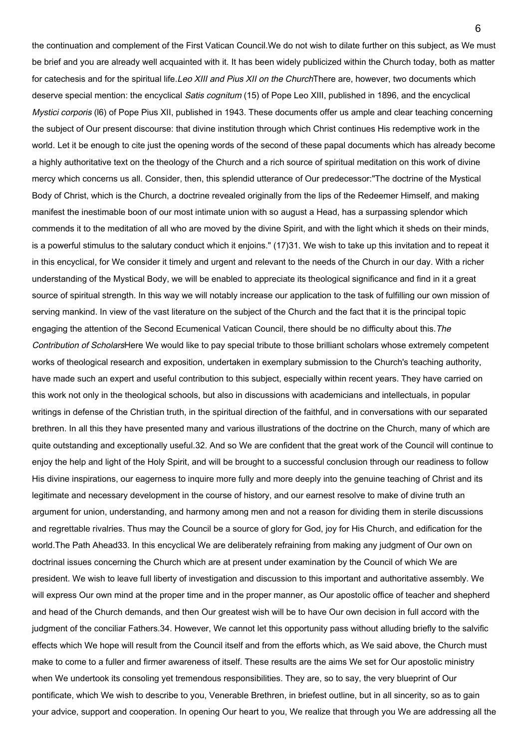the continuation and complement of the First Vatican Council.We do not wish to dilate further on this subject, as We must be brief and you are already well acquainted with it. It has been widely publicized within the Church today, both as matter for catechesis and for the spiritual life.

*Leo XIII and Pius XII on the Church*

There are, however, two documents which deserve special mention: the encyclical *Satis cognitum* (15) of Pope Leo XIII, published in 1896, and the encyclical *Mystici corporis* (l6) of Pope Pius XII, published in 1943. These documents offer us ample and clear teaching concerning the subject of Our present discourse: that divine institution through which Christ continues His redemptive work in the world. Let it be enough to cite just the opening words of the second of these papal documents which has already become a highly authoritative text on the theology of the Church and a rich source of spiritual meditation on this work of divine mercy which concerns us all. Consider, then, this splendid utterance of Our predecessor:"The doctrine of the Mystical Body of Christ, which is the Church, a doctrine revealed originally from the lips of the Redeemer Himself, and making manifest the inestimable boon of our most intimate union with so august a Head, has a surpassing splendor which commends it to the meditation of all who are moved by the divine Spirit, and with the light which it sheds on their minds, is a powerful stimulus to the salutary conduct which it enjoins." (17)

31. We wish to take up this invitation and to repeat it in this encyclical, for We consider it timely and urgent and relevant to the needs of the Church in our day. With a richer understanding of the Mystical Body, we will be enabled to appreciate its theological significance and find in it a great source of spiritual strength. In this way we will notably increase our application to the task of fulfilling our own mission of serving mankind. In view of the vast literature on the subject of the Church and the fact that it is the principal topic engaging the attention of the Second Ecumenical Vatican Council, there should be no difficulty about this.

*The Contribution of Scholars*

Here We would like to pay special tribute to those brilliant scholars whose extremely competent works of theological research and exposition, undertaken in exemplary submission to the Church's teaching authority, have made such an expert and useful contribution to this subject, especially within recent years. They have carried on this work not only in the theological schools, but also in discussions with academicians and intellectuals, in popular writings in defense of the Christian truth, in the spiritual direction of the faithful, and in conversations with our separated brethren. In all this they have presented many and various illustrations of the doctrine on the Church, many of which are quite outstanding and exceptionally useful.

32. And so We are confident that the great work of the Council will continue to enjoy the help and light of the Holy Spirit, and will be brought to a successful conclusion through our readiness to follow His divine inspirations, our eagerness to inquire more fully and more deeply into the genuine teaching of Christ and its legitimate and necessary development in the course of history, and our earnest resolve to make of divine truth an argument for union, understanding, and harmony among men and not a reason for dividing them in sterile discussions and regrettable rivalries. Thus may the Council be a source of glory for God, joy for His Church, and edification for the world.

The Path Ahead

33. In this encyclical We are deliberately refraining from making any judgment of Our own on doctrinal issues concerning the Church which are at present under examination by the Council of which We are president. We wish to leave full liberty of investigation and discussion to this important and authoritative assembly. We will express Our own mind at the proper time and in the proper manner, as Our apostolic office of teacher and shepherd and head of the Church demands, and then Our greatest wish will be to have Our own decision in full accord with the judgment of the conciliar Fathers.

34. However, We cannot let this opportunity pass without alluding briefly to the salvific effects which We hope will result from the Council itself and from the efforts which, as We said above, the Church must make to come to a fuller and firmer awareness of itself. These results are the aims We set for Our apostolic ministry when We undertook its consoling yet tremendous responsibilities. They are, so to say, the very blueprint of Our pontificate, which We wish to describe to you, Venerable Brethren, in briefest outline, but in all sincerity, so as to gain your advice, support and cooperation. In opening Our heart to you, We realize that through you We are addressing all the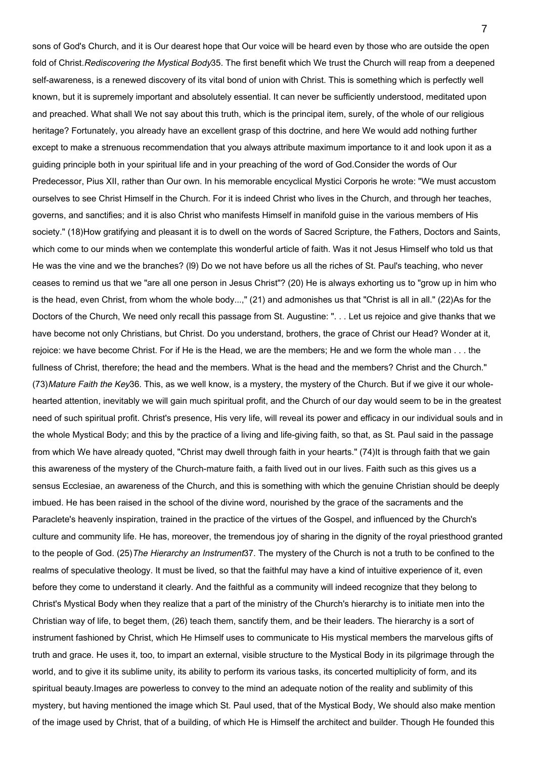sons of God's Church, and it is Our dearest hope that Our voice will be heard even by those who are outside the open fold of Christ.

*Rediscovering the Mystical Body*

35. The first benefit which We trust the Church will reap from a deepened self-awareness, is a renewed discovery of its vital bond of union with Christ. This is something which is perfectly well known, but it is supremely important and absolutely essential. It can never be sufficiently understood, meditated upon and preached. What shall We not say about this truth, which is the principal item, surely, of the whole of our religious heritage? Fortunately, you already have an excellent grasp of this doctrine, and here We would add nothing further except to make a strenuous recommendation that you always attribute maximum importance to it and look upon it as a guiding principle both in your spiritual life and in your preaching of the word of God.

Consider the words of Our Predecessor, Pius XII, rather than Our own. In his memorable encyclical Mystici Corporis he wrote: "We must accustom ourselves to see Christ Himself in the Church. For it is indeed Christ who lives in the Church, and through her teaches, governs, and sanctifies; and it is also Christ who manifests Himself in manifold guise in the various members of His society." (18)

How gratifying and pleasant it is to dwell on the words of Sacred Scripture, the Fathers, Doctors and Saints, which come to our minds when we contemplate this wonderful article of faith. Was it not Jesus Himself who told us that He was the vine and we the branches? (l9) Do we not have before us all the riches of St. Paul's teaching, who never ceases to remind us that we "are all one person in Jesus Christ"? (20) He is always exhorting us to "grow up in him who is the head, even Christ, from whom the whole body...," (21) and admonishes us that "Christ is all in all." (22)

As for the Doctors of the Church, We need only recall this passage from St. Augustine: ". . . Let us rejoice and give thanks that we have become not only Christians, but Christ. Do you understand, brothers, the grace of Christ our Head? Wonder at it, rejoice: we have become Christ. For if He is the Head, we are the members; He and we form the whole man . . . the fullness of Christ, therefore; the head and the members. What is the head and the members? Christ and the Church." (73)

*Mature Faith the Key*

36. This, as we well know, is a mystery, the mystery of the Church. But if we give it our whole-hearted attention, inevitably we will gain much spiritual profit, and the Church of our day would seem to be in the greatest need of such spiritual profit. Christ's presence, His very life, will reveal its power and efficacy in our individual souls and in the whole Mystical Body; and this by the practice of a living and life-giving faith, so that, as St. Paul said in the passage from which We have already quoted, "Christ may dwell through faith in your hearts." (74)

It is through faith that we gain this awareness of the mystery of the Church-mature faith, a faith lived out in our lives. Faith such as this gives us a sensus Ecclesiae, an awareness of the Church, and this is something with which the genuine Christian should be deeply imbued. He has been raised in the school of the divine word, nourished by the grace of the sacraments and the Paraclete's heavenly inspiration, trained in the practice of the virtues of the Gospel, and influenced by the Church's culture and community life. He has, moreover, the tremendous joy of sharing in the dignity of the royal priesthood granted to the people of God. (25)

*The Hierarchy an Instrument*

37. The mystery of the Church is not a truth to be confined to the realms of speculative theology. It must be lived, so that the faithful may have a kind of intuitive experience of it, even before they come to understand it clearly. And the faithful as a community will indeed recognize that they belong to Christ's Mystical Body when they realize that a part of the ministry of the Church's hierarchy is to initiate men into the Christian way of life, to beget them, (26) teach them, sanctify them, and be their leaders. The hierarchy is a sort of instrument fashioned by Christ, which He Himself uses to communicate to His mystical members the marvelous gifts of truth and grace. He uses it, too, to impart an external, visible structure to the Mystical Body in its pilgrimage through the world, and to give it its sublime unity, its ability to perform its various tasks, its concerted multiplicity of form, and its spiritual beauty.

Images are powerless to convey to the mind an adequate notion of the reality and sublimity of this mystery, but having mentioned the image which St. Paul used, that of the Mystical Body, We should also make mention of the image used by Christ, that of a building, of which He is Himself the architect and builder. Though He founded this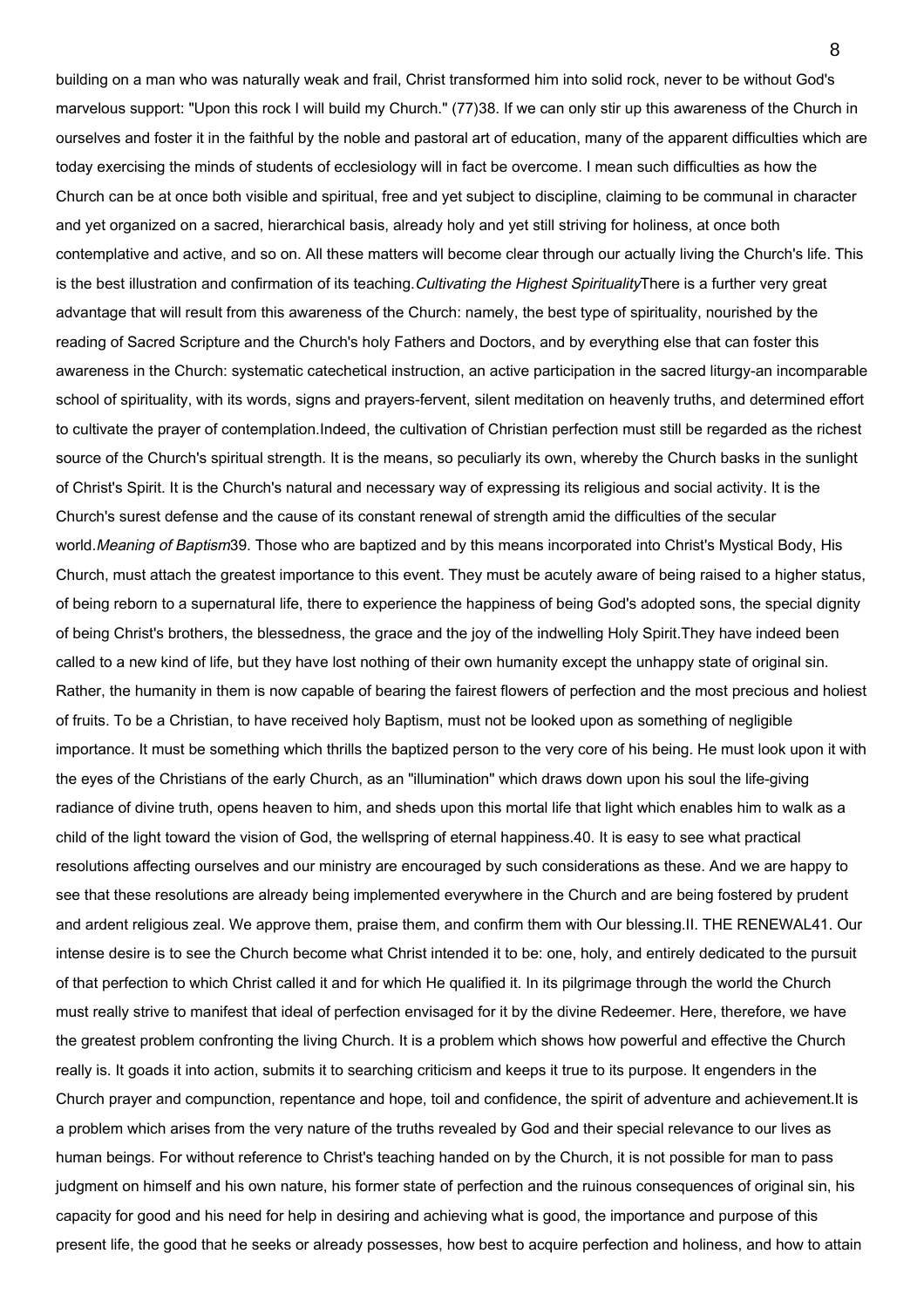building on a man who was naturally weak and frail, Christ transformed him into solid rock, never to be without God's marvelous support: "Upon this rock I will build my Church." (77)38. If we can only stir up this awareness of the Church in ourselves and foster it in the faithful by the noble and pastoral art of education, many of the apparent difficulties which are today exercising the minds of students of ecclesiology will in fact be overcome. I mean such difficulties as how the Church can be at once both visible and spiritual, free and yet subject to discipline, claiming to be communal in character and yet organized on a sacred, hierarchical basis, already holy and yet still striving for holiness, at once both contemplative and active, and so on. All these matters will become clear through our actually living the Church's life. This is the best illustration and confirmation of its teaching.

### *Cultivating the Highest Spirituality*

There is a further very great advantage that will result from this awareness of the Church: namely, the best type of spirituality, nourished by the reading of Sacred Scripture and the Church's holy Fathers and Doctors, and by everything else that can foster this awareness in the Church: systematic catechetical instruction, an active participation in the sacred liturgy-an incomparable school of spirituality, with its words, signs and prayers-fervent, silent meditation on heavenly truths, and determined effort to cultivate the prayer of contemplation.

Indeed, the cultivation of Christian perfection must still be regarded as the richest source of the Church's spiritual strength. It is the means, so peculiarly its own, whereby the Church basks in the sunlight of Christ's Spirit. It is the Church's natural and necessary way of expressing its religious and social activity. It is the Church's surest defense and the cause of its constant renewal of strength amid the difficulties of the secular world.

### *Meaning of Baptism*

39. Those who are baptized and by this means incorporated into Christ's Mystical Body, His Church, must attach the greatest importance to this event. They must be acutely aware of being raised to a higher status, of being reborn to a supernatural life, there to experience the happiness of being God's adopted sons, the special dignity of being Christ's brothers, the blessedness, the grace and the joy of the indwelling Holy Spirit.

They have indeed been called to a new kind of life, but they have lost nothing of their own humanity except the unhappy state of original sin. Rather, the humanity in them is now capable of bearing the fairest flowers of perfection and the most precious and holiest of fruits. To be a Christian, to have received holy Baptism, must not be looked upon as something of negligible importance. It must be something which thrills the baptized person to the very core of his being. He must look upon it with the eyes of the Christians of the early Church, as an "illumination" which draws down upon his soul the life-giving radiance of divine truth, opens heaven to him, and sheds upon this mortal life that light which enables him to walk as a child of the light toward the vision of God, the wellspring of eternal happiness.

40. It is easy to see what practical resolutions affecting ourselves and our ministry are encouraged by such considerations as these. And we are happy to see that these resolutions are already being implemented everywhere in the Church and are being fostered by prudent and ardent religious zeal. We approve them, praise them, and confirm them with Our blessing.

## II. THE RENEWAL

41. Our intense desire is to see the Church become what Christ intended it to be: one, holy, and entirely dedicated to the pursuit of that perfection to which Christ called it and for which He qualified it. In its pilgrimage through the world the Church must really strive to manifest that ideal of perfection envisaged for it by the divine Redeemer. Here, therefore, we have the greatest problem confronting the living Church. It is a problem which shows how powerful and effective the Church really is. It goads it into action, submits it to searching criticism and keeps it true to its purpose. It engenders in the Church prayer and compunction, repentance and hope, toil and confidence, the spirit of adventure and achievement.

It is a problem which arises from the very nature of the truths revealed by God and their special relevance to our lives as human beings. For without reference to Christ's teaching handed on by the Church, it is not possible for man to pass judgment on himself and his own nature, his former state of perfection and the ruinous consequences of original sin, his capacity for good and his need for help in desiring and achieving what is good, the importance and purpose of this present life, the good that he seeks or already possesses, how best to acquire perfection and holiness, and how to attain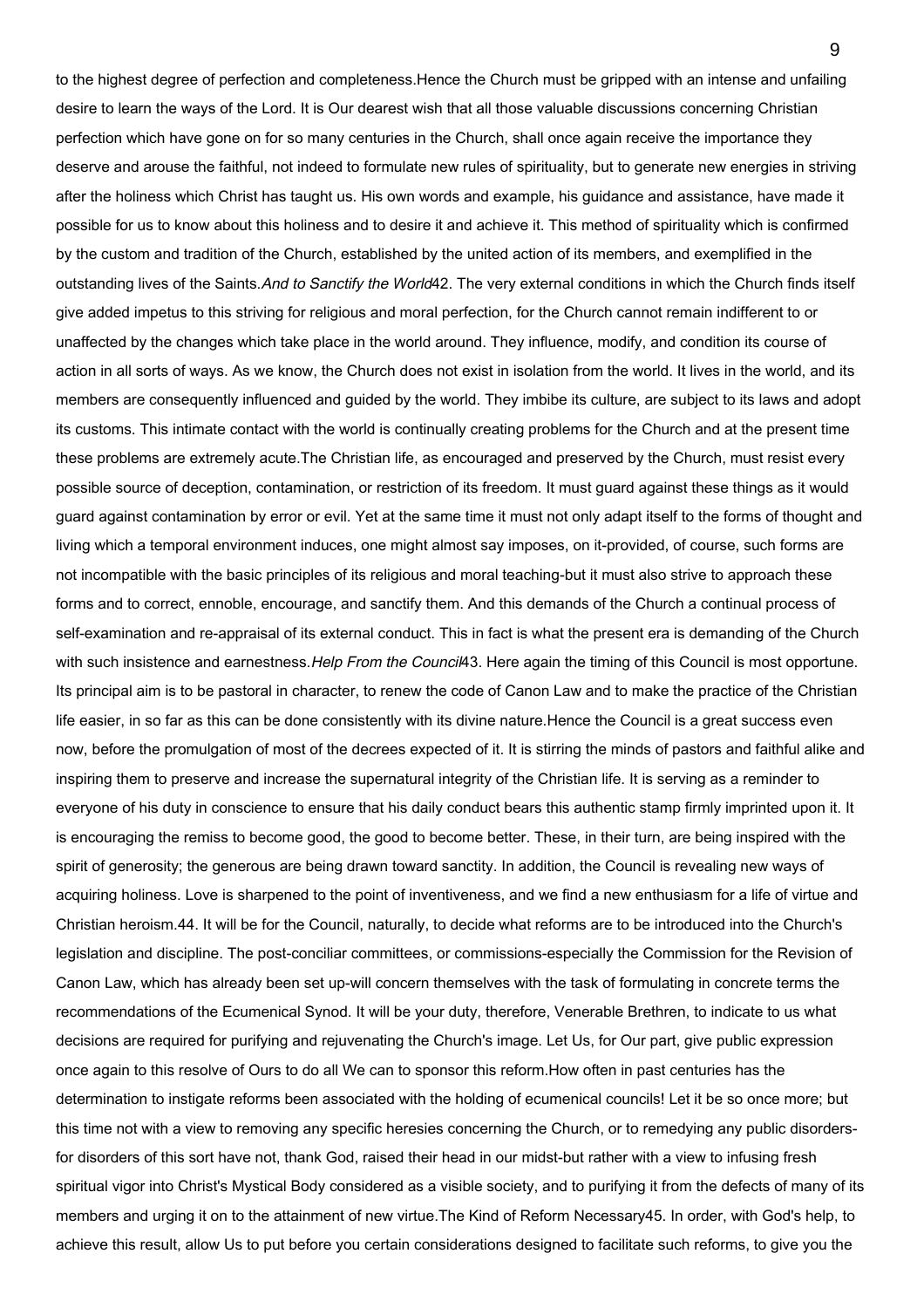to the highest degree of perfection and completeness. Hence the Church must be gripped with an intense and unfailing desire to learn the ways of the Lord. It is Our dearest wish that all those valuable discussions concerning Christian perfection which have gone on for so many centuries in the Church, shall once again receive the importance they deserve and arouse the faithful, not indeed to formulate new rules of spirituality, but to generate new energies in striving after the holiness which Christ has taught us. His own words and example, his guidance and assistance, have made it possible for us to know about this holiness and to desire it and achieve it. This method of spirituality which is confirmed by the custom and tradition of the Church, established by the united action of its members, and exemplified in the outstanding lives of the Saints.

### *And to Sanctify the World*

42. The very external conditions in which the Church finds itself give added impetus to this striving for religious and moral perfection, for the Church cannot remain indifferent to or unaffected by the changes which take place in the world around. They influence, modify, and condition its course of action in all sorts of ways. As we know, the Church does not exist in isolation from the world. It lives in the world, and its members are consequently influenced and guided by the world. They imbibe its culture, are subject to its laws and adopt its customs. This intimate contact with the world is continually creating problems for the Church and at the present time these problems are extremely acute. The Christian life, as encouraged and preserved by the Church, must resist every possible source of deception, contamination, or restriction of its freedom. It must guard against these things as it would guard against contamination by error or evil. Yet at the same time it must not only adapt itself to the forms of thought and living which a temporal environment induces, one might almost say imposes, on it-provided, of course, such forms are not incompatible with the basic principles of its religious and moral teaching-but it must also strive to approach these forms and to correct, ennoble, encourage, and sanctify them. And this demands of the Church a continual process of self-examination and re-appraisal of its external conduct. This in fact is what the present era is demanding of the Church with such insistence and earnestness.

### *Help From the Council*

43. Here again the timing of this Council is most opportune. Its principal aim is to be pastoral in character, to renew the code of Canon Law and to make the practice of the Christian life easier, in so far as this can be done consistently with its divine nature. Hence the Council is a great success even now, before the promulgation of most of the decrees expected of it. It is stirring the minds of pastors and faithful alike and inspiring them to preserve and increase the supernatural integrity of the Christian life. It is serving as a reminder to everyone of his duty in conscience to ensure that his daily conduct bears this authentic stamp firmly imprinted upon it. It is encouraging the remiss to become good, the good to become better. These, in their turn, are being inspired with the spirit of generosity; the generous are being drawn toward sanctity. In addition, the Council is revealing new ways of acquiring holiness. Love is sharpened to the point of inventiveness, and we find a new enthusiasm for a life of virtue and Christian heroism.

44. It will be for the Council, naturally, to decide what reforms are to be introduced into the Church's legislation and discipline. The post-conciliar committees, or commissions-especially the Commission for the Revision of Canon Law, which has already been set up-will concern themselves with the task of formulating in concrete terms the recommendations of the Ecumenical Synod. It will be your duty, therefore, Venerable Brethren, to indicate to us what decisions are required for purifying and rejuvenating the Church's image. Let Us, for Our part, give public expression once again to this resolve of Ours to do all We can to sponsor this reform. How often in past centuries has the determination to instigate reforms been associated with the holding of ecumenical councils! Let it be so once more; but this time not with a view to removing any specific heresies concerning the Church, or to remedying any public disorders-for disorders of this sort have not, thank God, raised their head in our midst-but rather with a view to infusing fresh spiritual vigor into Christ's Mystical Body considered as a visible society, and to purifying it from the defects of many of its members and urging it on to the attainment of new virtue.

### The Kind of Reform Necessary

45. In order, with God's help, to achieve this result, allow Us to put before you certain considerations designed to facilitate such reforms, to give you the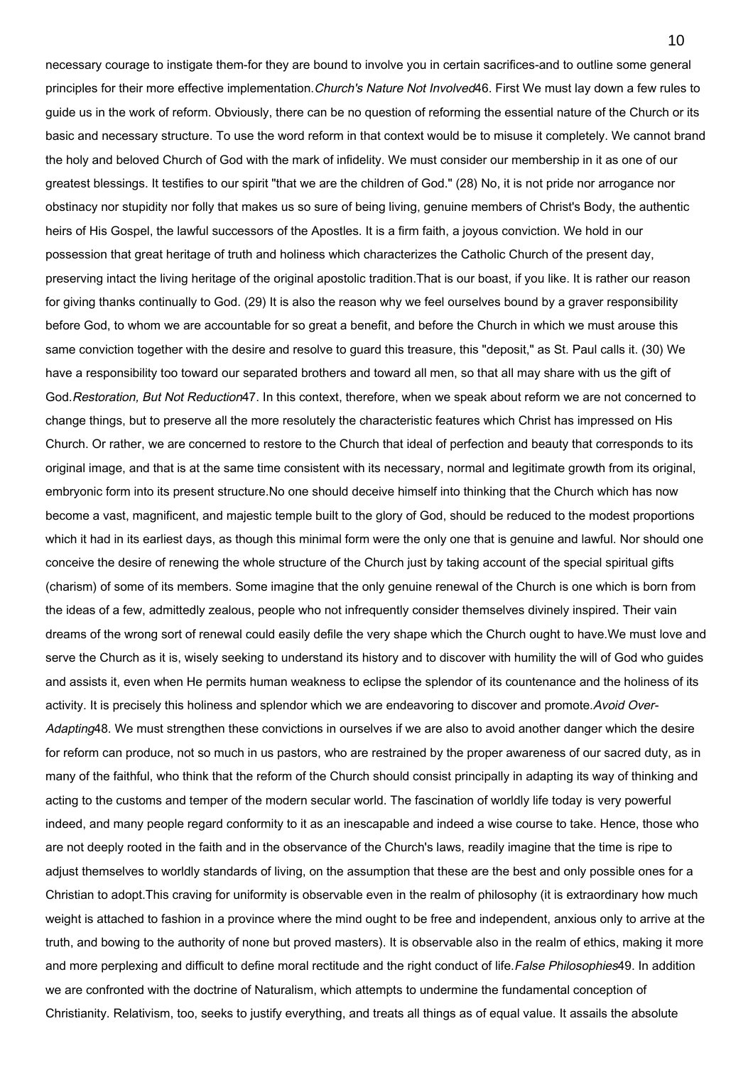necessary courage to instigate them-for they are bound to involve you in certain sacrifices-and to outline some general principles for their more effective implementation.

*Church's Nature Not Involved*

46. First We must lay down a few rules to guide us in the work of reform. Obviously, there can be no question of reforming the essential nature of the Church or its basic and necessary structure. To use the word reform in that context would be to misuse it completely. We cannot brand the holy and beloved Church of God with the mark of infidelity. We must consider our membership in it as one of our greatest blessings. It testifies to our spirit "that we are the children of God." (28) No, it is not pride nor arrogance nor obstinacy nor stupidity nor folly that makes us so sure of being living, genuine members of Christ's Body, the authentic heirs of His Gospel, the lawful successors of the Apostles. It is a firm faith, a joyous conviction. We hold in our possession that great heritage of truth and holiness which characterizes the Catholic Church of the present day, preserving intact the living heritage of the original apostolic tradition.

That is our boast, if you like. It is rather our reason for giving thanks continually to God. (29) It is also the reason why we feel ourselves bound by a graver responsibility before God, to whom we are accountable for so great a benefit, and before the Church in which we must arouse this same conviction together with the desire and resolve to guard this treasure, this "deposit," as St. Paul calls it. (30) We have a responsibility too toward our separated brothers and toward all men, so that all may share with us the gift of God.

*Restoration, But Not Reduction*

47. In this context, therefore, when we speak about reform we are not concerned to change things, but to preserve all the more resolutely the characteristic features which Christ has impressed on His Church. Or rather, we are concerned to restore to the Church that ideal of perfection and beauty that corresponds to its original image, and that is at the same time consistent with its necessary, normal and legitimate growth from its original, embryonic form into its present structure.

No one should deceive himself into thinking that the Church which has now become a vast, magnificent, and majestic temple built to the glory of God, should be reduced to the modest proportions which it had in its earliest days, as though this minimal form were the only one that is genuine and lawful. Nor should one conceive the desire of renewing the whole structure of the Church just by taking account of the special spiritual gifts (charism) of some of its members. Some imagine that the only genuine renewal of the Church is one which is born from the ideas of a few, admittedly zealous, people who not infrequently consider themselves divinely inspired. Their vain dreams of the wrong sort of renewal could easily defile the very shape which the Church ought to have.

We must love and serve the Church as it is, wisely seeking to understand its history and to discover with humility the will of God who guides and assists it, even when He permits human weakness to eclipse the splendor of its countenance and the holiness of its activity. It is precisely this holiness and splendor which we are endeavoring to discover and promote.

*Avoid Over-Adapting*

48. We must strengthen these convictions in ourselves if we are also to avoid another danger which the desire for reform can produce, not so much in us pastors, who are restrained by the proper awareness of our sacred duty, as in many of the faithful, who think that the reform of the Church should consist principally in adapting its way of thinking and acting to the customs and temper of the modern secular world. The fascination of worldly life today is very powerful indeed, and many people regard conformity to it as an inescapable and indeed a wise course to take. Hence, those who are not deeply rooted in the faith and in the observance of the Church's laws, readily imagine that the time is ripe to adjust themselves to worldly standards of living, on the assumption that these are the best and only possible ones for a Christian to adopt.

This craving for uniformity is observable even in the realm of philosophy (it is extraordinary how much weight is attached to fashion in a province where the mind ought to be free and independent, anxious only to arrive at the truth, and bowing to the authority of none but proved masters). It is observable also in the realm of ethics, making it more and more perplexing and difficult to define moral rectitude and the right conduct of life.

*False Philosophies*

49. In addition we are confronted with the doctrine of Naturalism, which attempts to undermine the fundamental conception of Christianity. Relativism, too, seeks to justify everything, and treats all things as of equal value. It assails the absolute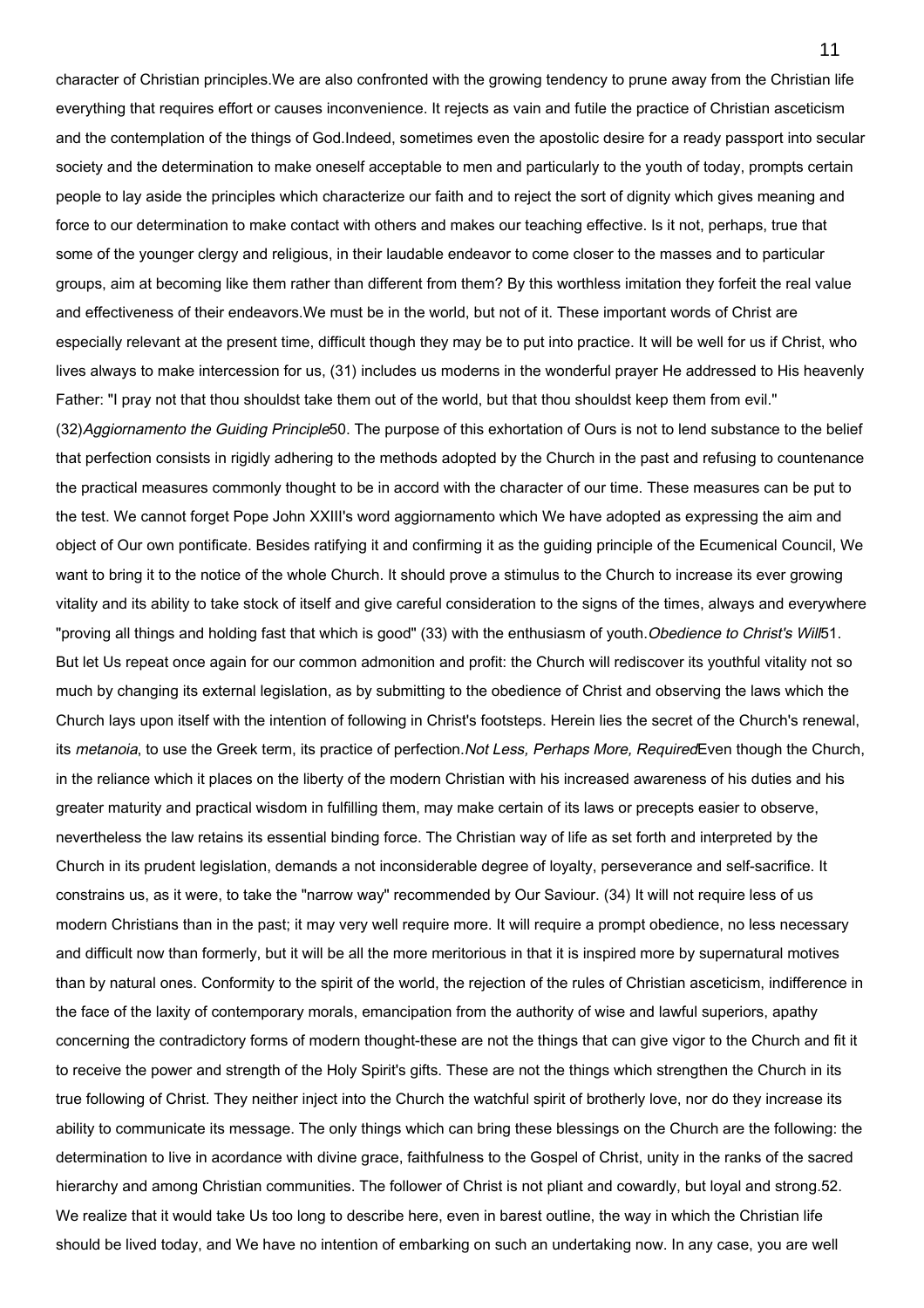character of Christian principles.We are also confronted with the growing tendency to prune away from the Christian life everything that requires effort or causes inconvenience. It rejects as vain and futile the practice of Christian asceticism and the contemplation of the things of God.Indeed, sometimes even the apostolic desire for a ready passport into secular society and the determination to make oneself acceptable to men and particularly to the youth of today, prompts certain people to lay aside the principles which characterize our faith and to reject the sort of dignity which gives meaning and force to our determination to make contact with others and makes our teaching effective. Is it not, perhaps, true that some of the younger clergy and religious, in their laudable endeavor to come closer to the masses and to particular groups, aim at becoming like them rather than different from them? By this worthless imitation they forfeit the real value and effectiveness of their endeavors.We must be in the world, but not of it. These important words of Christ are especially relevant at the present time, difficult though they may be to put into practice. It will be well for us if Christ, who lives always to make intercession for us, (31) includes us moderns in the wonderful prayer He addressed to His heavenly Father: "I pray not that thou shouldst take them out of the world, but that thou shouldst keep them from evil." (32)

*Aggiornamento the Guiding Principle*

50. The purpose of this exhortation of Ours is not to lend substance to the belief that perfection consists in rigidly adhering to the methods adopted by the Church in the past and refusing to countenance the practical measures commonly thought to be in accord with the character of our time. These measures can be put to the test. We cannot forget Pope John XXIII's word aggiornamento which We have adopted as expressing the aim and object of Our own pontificate. Besides ratifying it and confirming it as the guiding principle of the Ecumenical Council, We want to bring it to the notice of the whole Church. It should prove a stimulus to the Church to increase its ever growing vitality and its ability to take stock of itself and give careful consideration to the signs of the times, always and everywhere "proving all things and holding fast that which is good" (33) with the enthusiasm of youth.

*Obedience to Christ's Will*

51. But let Us repeat once again for our common admonition and profit: the Church will rediscover its youthful vitality not so much by changing its external legislation, as by submitting to the obedience of Christ and observing the laws which the Church lays upon itself with the intention of following in Christ's footsteps. Herein lies the secret of the Church's renewal, its *metanoia*, to use the Greek term, its practice of perfection.

*Not Less, Perhaps More, Required*

Even though the Church, in the reliance which it places on the liberty of the modern Christian with his increased awareness of his duties and his greater maturity and practical wisdom in fulfilling them, may make certain of its laws or precepts easier to observe, nevertheless the law retains its essential binding force. The Christian way of life as set forth and interpreted by the Church in its prudent legislation, demands a not inconsiderable degree of loyalty, perseverance and self-sacrifice. It constrains us, as it were, to take the "narrow way" recommended by Our Saviour. (34) It will not require less of us modern Christians than in the past; it may very well require more. It will require a prompt obedience, no less necessary and difficult now than formerly, but it will be all the more meritorious in that it is inspired more by supernatural motives than by natural ones. Conformity to the spirit of the world, the rejection of the rules of Christian asceticism, indifference in the face of the laxity of contemporary morals, emancipation from the authority of wise and lawful superiors, apathy concerning the contradictory forms of modern thought-these are not the things that can give vigor to the Church and fit it to receive the power and strength of the Holy Spirit's gifts. These are not the things which strengthen the Church in its true following of Christ. They neither inject into the Church the watchful spirit of brotherly love, nor do they increase its ability to communicate its message. The only things which can bring these blessings on the Church are the following: the determination to live in acordance with divine grace, faithfulness to the Gospel of Christ, unity in the ranks of the sacred hierarchy and among Christian communities. The follower of Christ is not pliant and cowardly, but loyal and strong.

52. We realize that it would take Us too long to describe here, even in barest outline, the way in which the Christian life should be lived today, and We have no intention of embarking on such an undertaking now. In any case, you are well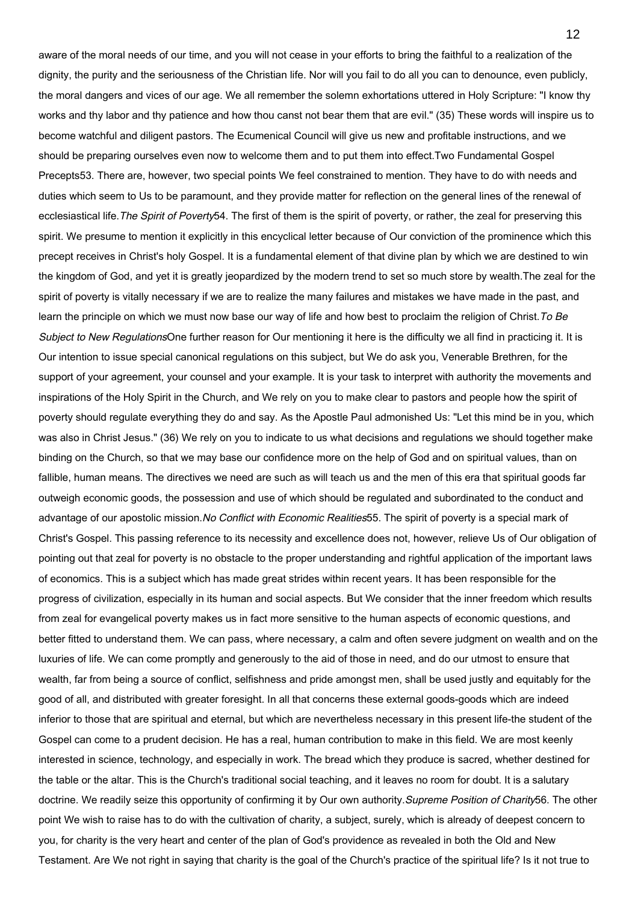aware of the moral needs of our time, and you will not cease in your efforts to bring the faithful to a realization of the dignity, the purity and the seriousness of the Christian life. Nor will you fail to do all you can to denounce, even publicly, the moral dangers and vices of our age. We all remember the solemn exhortations uttered in Holy Scripture: "I know thy works and thy labor and thy patience and how thou canst not bear them that are evil." (35) These words will inspire us to become watchful and diligent pastors. The Ecumenical Council will give us new and profitable instructions, and we should be preparing ourselves even now to welcome them and to put them into effect.

### Two Fundamental Gospel Precepts

53. There are, however, two special points We feel constrained to mention. They have to do with needs and duties which seem to Us to be paramount, and they provide matter for reflection on the general lines of the renewal of ecclesiastical life.

### *The Spirit of Poverty*

54. The first of them is the spirit of poverty, or rather, the zeal for preserving this spirit. We presume to mention it explicitly in this encyclical letter because of Our conviction of the prominence which this precept receives in Christ's holy Gospel. It is a fundamental element of that divine plan by which we are destined to win the kingdom of God, and yet it is greatly jeopardized by the modern trend to set so much store by wealth.

The zeal for the spirit of poverty is vitally necessary if we are to realize the many failures and mistakes we have made in the past, and learn the principle on which we must now base our way of life and how best to proclaim the religion of Christ.

### *To Be Subject to New Regulations*

One further reason for Our mentioning it here is the difficulty we all find in practicing it. It is Our intention to issue special canonical regulations on this subject, but We do ask you, Venerable Brethren, for the support of your agreement, your counsel and your example. It is your task to interpret with authority the movements and inspirations of the Holy Spirit in the Church, and We rely on you to make clear to pastors and people how the spirit of poverty should regulate everything they do and say. As the Apostle Paul admonished Us: "Let this mind be in you, which was also in Christ Jesus." (36) We rely on you to indicate to us what decisions and regulations we should together make binding on the Church, so that we may base our confidence more on the help of God and on spiritual values, than on fallible, human means. The directives we need are such as will teach us and the men of this era that spiritual goods far outweigh economic goods, the possession and use of which should be regulated and subordinated to the conduct and advantage of our apostolic mission.

### *No Conflict with Economic Realities*

55. The spirit of poverty is a special mark of Christ's Gospel. This passing reference to its necessity and excellence does not, however, relieve Us of Our obligation of pointing out that zeal for poverty is no obstacle to the proper understanding and rightful application of the important laws of economics. This is a subject which has made great strides within recent years. It has been responsible for the progress of civilization, especially in its human and social aspects. But We consider that the inner freedom which results from zeal for evangelical poverty makes us in fact more sensitive to the human aspects of economic questions, and better fitted to understand them. We can pass, where necessary, a calm and often severe judgment on wealth and on the luxuries of life. We can come promptly and generously to the aid of those in need, and do our utmost to ensure that wealth, far from being a source of conflict, selfishness and pride amongst men, shall be used justly and equitably for the good of all, and distributed with greater foresight. In all that concerns these external goods-goods which are indeed inferior to those that are spiritual and eternal, but which are nevertheless necessary in this present life-the student of the Gospel can come to a prudent decision. He has a real, human contribution to make in this field. We are most keenly interested in science, technology, and especially in work. The bread which they produce is sacred, whether destined for the table or the altar. This is the Church's traditional social teaching, and it leaves no room for doubt. It is a salutary doctrine. We readily seize this opportunity of confirming it by Our own authority.

### *Supreme Position of Charity*

56. The other point We wish to raise has to do with the cultivation of charity, a subject, surely, which is already of deepest concern to you, for charity is the very heart and center of the plan of God's providence as revealed in both the Old and New Testament. Are We not right in saying that charity is the goal of the Church's practice of the spiritual life? Is it not true to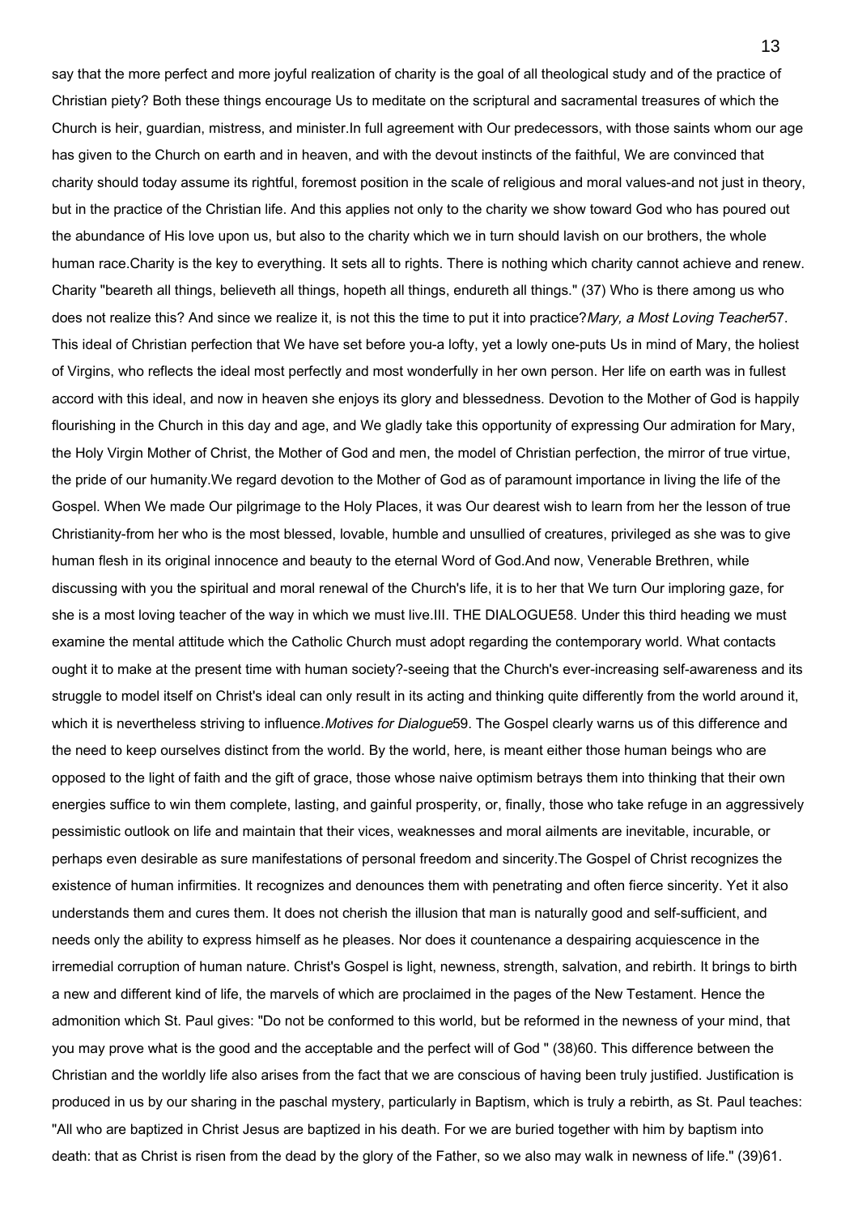say that the more perfect and more joyful realization of charity is the goal of all theological study and of the practice of Christian piety? Both these things encourage Us to meditate on the scriptural and sacramental treasures of which the Church is heir, guardian, mistress, and minister.

In full agreement with Our predecessors, with those saints whom our age has given to the Church on earth and in heaven, and with the devout instincts of the faithful, We are convinced that charity should today assume its rightful, foremost position in the scale of religious and moral values-and not just in theory, but in the practice of the Christian life. And this applies not only to the charity we show toward God who has poured out the abundance of His love upon us, but also to the charity which we in turn should lavish on our brothers, the whole human race.

Charity is the key to everything. It sets all to rights. There is nothing which charity cannot achieve and renew. Charity "beareth all things, believeth all things, hopeth all things, endureth all things." (37) Who is there among us who does not realize this? And since we realize it, is not this the time to put it into practice?

### *Mary, a Most Loving Teacher*

57. This ideal of Christian perfection that We have set before you-a lofty, yet a lowly one-puts Us in mind of Mary, the holiest of Virgins, who reflects the ideal most perfectly and most wonderfully in her own person. Her life on earth was in fullest accord with this ideal, and now in heaven she enjoys its glory and blessedness. Devotion to the Mother of God is happily flourishing in the Church in this day and age, and We gladly take this opportunity of expressing Our admiration for Mary, the Holy Virgin Mother of Christ, the Mother of God and men, the model of Christian perfection, the mirror of true virtue, the pride of our humanity.

We regard devotion to the Mother of God as of paramount importance in living the life of the Gospel. When We made Our pilgrimage to the Holy Places, it was Our dearest wish to learn from her the lesson of true Christianity-from her who is the most blessed, lovable, humble and unsullied of creatures, privileged as she was to give human flesh in its original innocence and beauty to the eternal Word of God.

And now, Venerable Brethren, while discussing with you the spiritual and moral renewal of the Church's life, it is to her that We turn Our imploring gaze, for she is a most loving teacher of the way in which we must live.

## III. THE DIALOGUE

58. Under this third heading we must examine the mental attitude which the Catholic Church must adopt regarding the contemporary world. What contacts ought it to make at the present time with human society?-seeing that the Church's ever-increasing self-awareness and its struggle to model itself on Christ's ideal can only result in its acting and thinking quite differently from the world around it, which it is nevertheless striving to influence.

### *Motives for Dialogue*

59. The Gospel clearly warns us of this difference and the need to keep ourselves distinct from the world. By the world, here, is meant either those human beings who are opposed to the light of faith and the gift of grace, those whose naive optimism betrays them into thinking that their own energies suffice to win them complete, lasting, and gainful prosperity, or, finally, those who take refuge in an aggressively pessimistic outlook on life and maintain that their vices, weaknesses and moral ailments are inevitable, incurable, or perhaps even desirable as sure manifestations of personal freedom and sincerity.

The Gospel of Christ recognizes the existence of human infirmities. It recognizes and denounces them with penetrating and often fierce sincerity. Yet it also understands them and cures them. It does not cherish the illusion that man is naturally good and self-sufficient, and needs only the ability to express himself as he pleases. Nor does it countenance a despairing acquiescence in the irremedial corruption of human nature. Christ's Gospel is light, newness, strength, salvation, and rebirth. It brings to birth a new and different kind of life, the marvels of which are proclaimed in the pages of the New Testament. Hence the admonition which St. Paul gives: "Do not be conformed to this world, but be reformed in the newness of your mind, that you may prove what is the good and the acceptable and the perfect will of God " (38)

60. This difference between the Christian and the worldly life also arises from the fact that we are conscious of having been truly justified. Justification is produced in us by our sharing in the paschal mystery, particularly in Baptism, which is truly a rebirth, as St. Paul teaches: "All who are baptized in Christ Jesus are baptized in his death. For we are buried together with him by baptism into death: that as Christ is risen from the dead by the glory of the Father, so we also may walk in newness of life." (39)

61.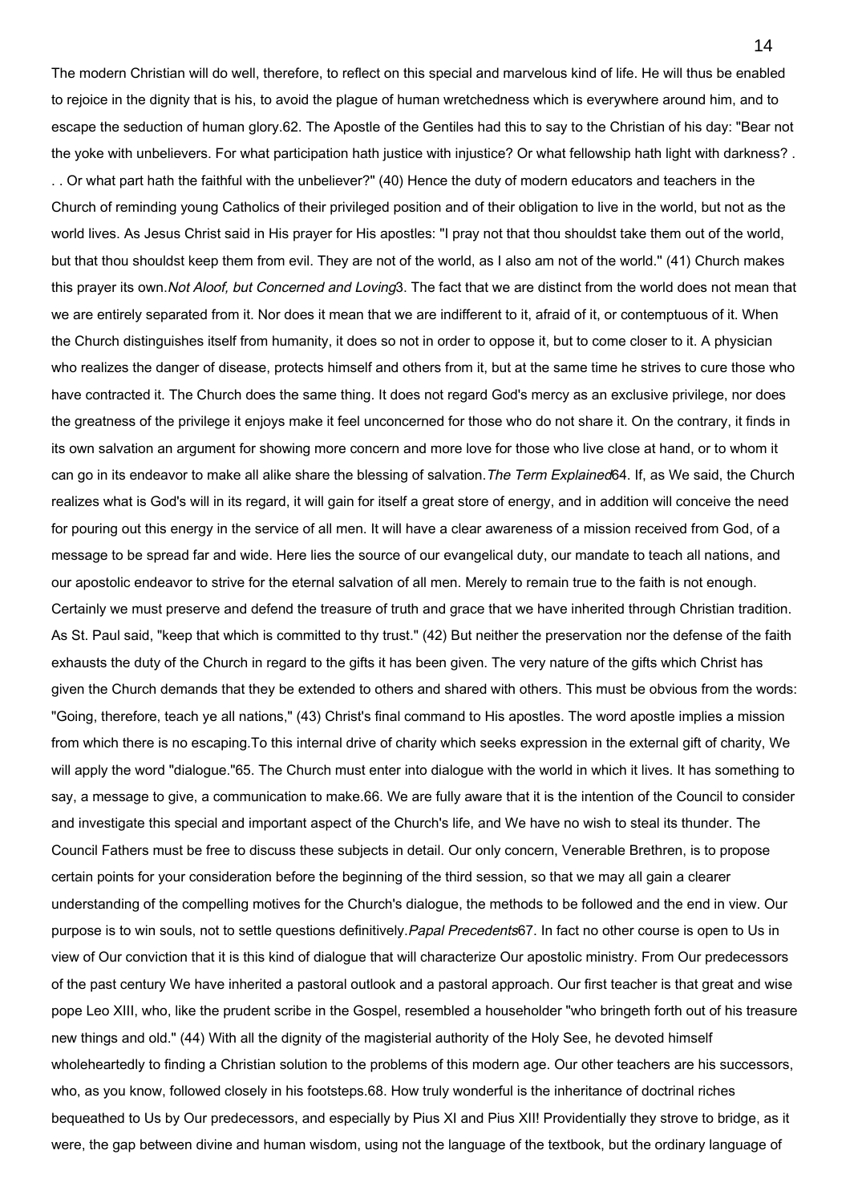The modern Christian will do well, therefore, to reflect on this special and marvelous kind of life. He will thus be enabled to rejoice in the dignity that is his, to avoid the plague of human wretchedness which is everywhere around him, and to escape the seduction of human glory.

62. The Apostle of the Gentiles had this to say to the Christian of his day: "Bear not the yoke with unbelievers. For what participation hath justice with injustice? Or what fellowship hath light with darkness? . . . Or what part hath the faithful with the unbeliever?" (40) Hence the duty of modern educators and teachers in the Church of reminding young Catholics of their privileged position and of their obligation to live in the world, but not as the world lives. As Jesus Christ said in His prayer for His apostles: "I pray not that thou shouldst take them out of the world, but that thou shouldst keep them from evil. They are not of the world, as I also am not of the world." (41) Church makes this prayer its own.

*Not Aloof, but Concerned and Loving*

63. The fact that we are distinct from the world does not mean that we are entirely separated from it. Nor does it mean that we are indifferent to it, afraid of it, or contemptuous of it. When the Church distinguishes itself from humanity, it does so not in order to oppose it, but to come closer to it. A physician who realizes the danger of disease, protects himself and others from it, but at the same time he strives to cure those who have contracted it. The Church does the same thing. It does not regard God's mercy as an exclusive privilege, nor does the greatness of the privilege it enjoys make it feel unconcerned for those who do not share it. On the contrary, it finds in its own salvation an argument for showing more concern and more love for those who live close at hand, or to whom it can go in its endeavor to make all alike share the blessing of salvation.

*The Term Explained*

64. If, as We said, the Church realizes what is God's will in its regard, it will gain for itself a great store of energy, and in addition will conceive the need for pouring out this energy in the service of all men. It will have a clear awareness of a mission received from God, of a message to be spread far and wide. Here lies the source of our evangelical duty, our mandate to teach all nations, and our apostolic endeavor to strive for the eternal salvation of all men. Merely to remain true to the faith is not enough. Certainly we must preserve and defend the treasure of truth and grace that we have inherited through Christian tradition. As St. Paul said, "keep that which is committed to thy trust." (42) But neither the preservation nor the defense of the faith exhausts the duty of the Church in regard to the gifts it has been given. The very nature of the gifts which Christ has given the Church demands that they be extended to others and shared with others. This must be obvious from the words: "Going, therefore, teach ye all nations," (43) Christ's final command to His apostles. The word apostle implies a mission from which there is no escaping.

To this internal drive of charity which seeks expression in the external gift of charity, We will apply the word "dialogue."

65. The Church must enter into dialogue with the world in which it lives. It has something to say, a message to give, a communication to make.

66. We are fully aware that it is the intention of the Council to consider and investigate this special and important aspect of the Church's life, and We have no wish to steal its thunder. The Council Fathers must be free to discuss these subjects in detail. Our only concern, Venerable Brethren, is to propose certain points for your consideration before the beginning of the third session, so that we may all gain a clearer understanding of the compelling motives for the Church's dialogue, the methods to be followed and the end in view. Our purpose is to win souls, not to settle questions definitively.

*Papal Precedents*

67. In fact no other course is open to Us in view of Our conviction that it is this kind of dialogue that will characterize Our apostolic ministry. From Our predecessors of the past century We have inherited a pastoral outlook and a pastoral approach. Our first teacher is that great and wise pope Leo XIII, who, like the prudent scribe in the Gospel, resembled a householder "who bringeth forth out of his treasure new things and old." (44) With all the dignity of the magisterial authority of the Holy See, he devoted himself wholeheartedly to finding a Christian solution to the problems of this modern age. Our other teachers are his successors, who, as you know, followed closely in his footsteps.

68. How truly wonderful is the inheritance of doctrinal riches bequeathed to Us by Our predecessors, and especially by Pius XI and Pius XII! Providentially they strove to bridge, as it were, the gap between divine and human wisdom, using not the language of the textbook, but the ordinary language of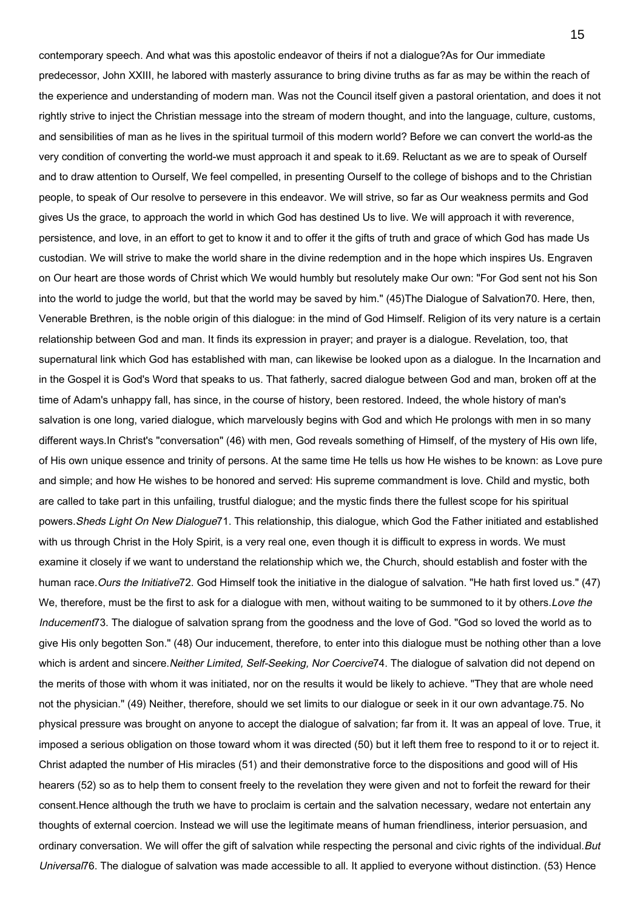contemporary speech. And what was this apostolic endeavor of theirs if not a dialogue?As for Our immediate predecessor, John XXIII, he labored with masterly assurance to bring divine truths as far as may be within the reach of the experience and understanding of modern man. Was not the Council itself given a pastoral orientation, and does it not rightly strive to inject the Christian message into the stream of modern thought, and into the language, culture, customs, and sensibilities of man as he lives in the spiritual turmoil of this modern world? Before we can convert the world-as the very condition of converting the world-we must approach it and speak to it.69. Reluctant as we are to speak of Ourself and to draw attention to Ourself, We feel compelled, in presenting Ourself to the college of bishops and to the Christian people, to speak of Our resolve to persevere in this endeavor. We will strive, so far as Our weakness permits and God gives Us the grace, to approach the world in which God has destined Us to live. We will approach it with reverence, persistence, and love, in an effort to get to know it and to offer it the gifts of truth and grace of which God has made Us custodian. We will strive to make the world share in the divine redemption and in the hope which inspires Us. Engraven on Our heart are those words of Christ which We would humbly but resolutely make Our own: "For God sent not his Son into the world to judge the world, but that the world may be saved by him." (45)The Dialogue of Salvation70. Here, then, Venerable Brethren, is the noble origin of this dialogue: in the mind of God Himself. Religion of its very nature is a certain relationship between God and man. It finds its expression in prayer; and prayer is a dialogue. Revelation, too, that supernatural link which God has established with man, can likewise be looked upon as a dialogue. In the Incarnation and in the Gospel it is God's Word that speaks to us. That fatherly, sacred dialogue between God and man, broken off at the time of Adam's unhappy fall, has since, in the course of history, been restored. Indeed, the whole history of man's salvation is one long, varied dialogue, which marvelously begins with God and which He prolongs with men in so many different ways.In Christ's "conversation" (46) with men, God reveals something of Himself, of the mystery of His own life, of His own unique essence and trinity of persons. At the same time He tells us how He wishes to be known: as Love pure and simple; and how He wishes to be honored and served: His supreme commandment is love. Child and mystic, both are called to take part in this unfailing, trustful dialogue; and the mystic finds there the fullest scope for his spiritual powers.*Sheds Light On New Dialogue*71. This relationship, this dialogue, which God the Father initiated and established with us through Christ in the Holy Spirit, is a very real one, even though it is difficult to express in words. We must examine it closely if we want to understand the relationship which we, the Church, should establish and foster with the human race.*Ours the Initiative*72. God Himself took the initiative in the dialogue of salvation. "He hath first loved us." (47) We, therefore, must be the first to ask for a dialogue with men, without waiting to be summoned to it by others.*Love the Inducement*73. The dialogue of salvation sprang from the goodness and the love of God. "God so loved the world as to give His only begotten Son." (48) Our inducement, therefore, to enter into this dialogue must be nothing other than a love which is ardent and sincere.*Neither Limited, Self-Seeking, Nor Coercive*74. The dialogue of salvation did not depend on the merits of those with whom it was initiated, nor on the results it would be likely to achieve. "They that are whole need not the physician." (49) Neither, therefore, should we set limits to our dialogue or seek in it our own advantage.75. No physical pressure was brought on anyone to accept the dialogue of salvation; far from it. It was an appeal of love. True, it imposed a serious obligation on those toward whom it was directed (50) but it left them free to respond to it or to reject it. Christ adapted the number of His miracles (51) and their demonstrative force to the dispositions and good will of His hearers (52) so as to help them to consent freely to the revelation they were given and not to forfeit the reward for their consent.Hence although the truth we have to proclaim is certain and the salvation necessary, wedare not entertain any thoughts of external coercion. Instead we will use the legitimate means of human friendliness, interior persuasion, and ordinary conversation. We will offer the gift of salvation while respecting the personal and civic rights of the individual.*But Universal*76. The dialogue of salvation was made accessible to all. It applied to everyone without distinction. (53) Hence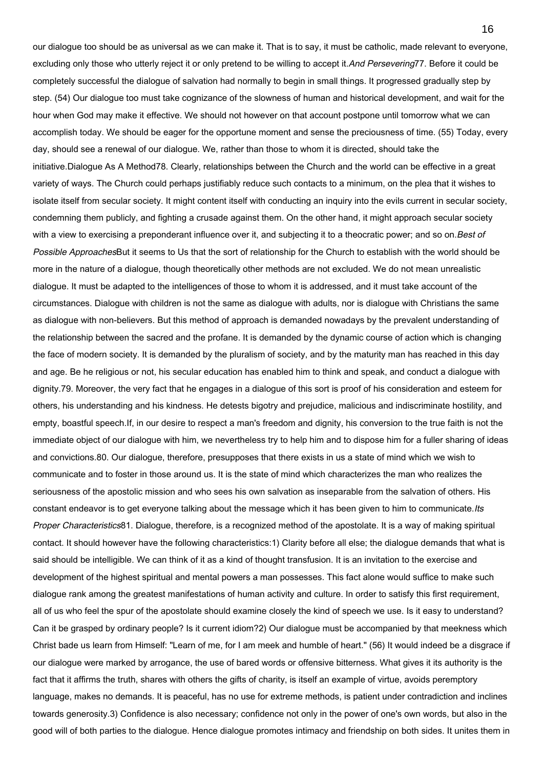our dialogue too should be as universal as we can make it. That is to say, it must be catholic, made relevant to everyone, excluding only those who utterly reject it or only pretend to be willing to accept it.

*And Persevering*

77. Before it could be completely successful the dialogue of salvation had normally to begin in small things. It progressed gradually step by step. (54) Our dialogue too must take cognizance of the slowness of human and historical development, and wait for the hour when God may make it effective. We should not however on that account postpone until tomorrow what we can accomplish today. We should be eager for the opportune moment and sense the preciousness of time. (55) Today, every day, should see a renewal of our dialogue. We, rather than those to whom it is directed, should take the initiative.

Dialogue As A Method

78. Clearly, relationships between the Church and the world can be effective in a great variety of ways. The Church could perhaps justifiably reduce such contacts to a minimum, on the plea that it wishes to isolate itself from secular society. It might content itself with conducting an inquiry into the evils current in secular society, condemning them publicly, and fighting a crusade against them. On the other hand, it might approach secular society with a view to exercising a preponderant influence over it, and subjecting it to a theocratic power; and so on.

*Best of Possible Approaches*

But it seems to Us that the sort of relationship for the Church to establish with the world should be more in the nature of a dialogue, though theoretically other methods are not excluded. We do not mean unrealistic dialogue. It must be adapted to the intelligences of those to whom it is addressed, and it must take account of the circumstances. Dialogue with children is not the same as dialogue with adults, nor is dialogue with Christians the same as dialogue with non-believers. But this method of approach is demanded nowadays by the prevalent understanding of the relationship between the sacred and the profane. It is demanded by the dynamic course of action which is changing the face of modern society. It is demanded by the pluralism of society, and by the maturity man has reached in this day and age. Be he religious or not, his secular education has enabled him to think and speak, and conduct a dialogue with dignity.

79. Moreover, the very fact that he engages in a dialogue of this sort is proof of his consideration and esteem for others, his understanding and his kindness. He detests bigotry and prejudice, malicious and indiscriminate hostility, and empty, boastful speech.

If, in our desire to respect a man's freedom and dignity, his conversion to the true faith is not the immediate object of our dialogue with him, we nevertheless try to help him and to dispose him for a fuller sharing of ideas and convictions.

80. Our dialogue, therefore, presupposes that there exists in us a state of mind which we wish to communicate and to foster in those around us. It is the state of mind which characterizes the man who realizes the seriousness of the apostolic mission and who sees his own salvation as inseparable from the salvation of others. His constant endeavor is to get everyone talking about the message which it has been given to him to communicate.

*Its Proper Characteristics*

81. Dialogue, therefore, is a recognized method of the apostolate. It is a way of making spiritual contact. It should however have the following characteristics:

1) Clarity before all else; the dialogue demands that what is said should be intelligible. We can think of it as a kind of thought transfusion. It is an invitation to the exercise and development of the highest spiritual and mental powers a man possesses. This fact alone would suffice to make such dialogue rank among the greatest manifestations of human activity and culture. In order to satisfy this first requirement, all of us who feel the spur of the apostolate should examine closely the kind of speech we use. Is it easy to understand? Can it be grasped by ordinary people? Is it current idiom?

2) Our dialogue must be accompanied by that meekness which Christ bade us learn from Himself: "Learn of me, for I am meek and humble of heart." (56) It would indeed be a disgrace if our dialogue were marked by arrogance, the use of bared words or offensive bitterness. What gives it its authority is the fact that it affirms the truth, shares with others the gifts of charity, is itself an example of virtue, avoids peremptory language, makes no demands. It is peaceful, has no use for extreme methods, is patient under contradiction and inclines towards generosity.

3) Confidence is also necessary; confidence not only in the power of one's own words, but also in the good will of both parties to the dialogue. Hence dialogue promotes intimacy and friendship on both sides. It unites them in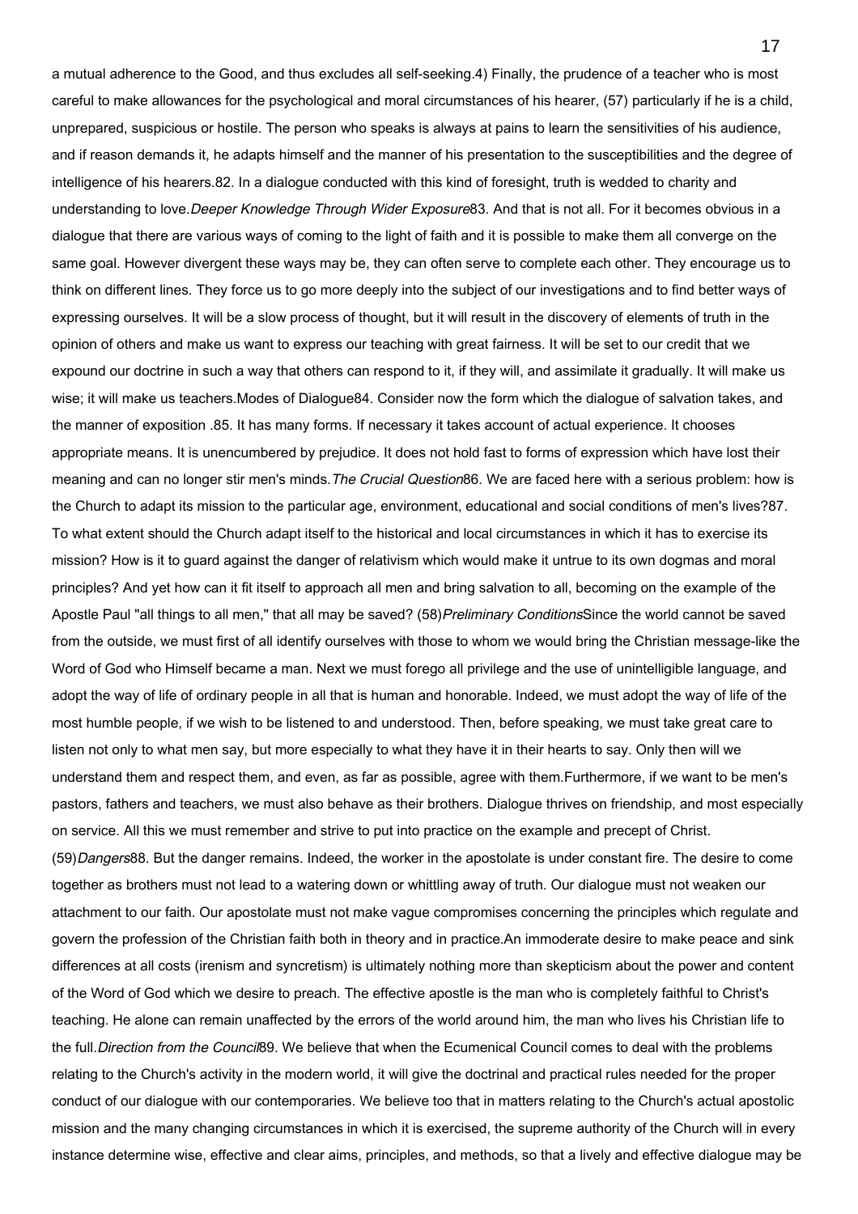a mutual adherence to the Good, and thus excludes all self-seeking.4) Finally, the prudence of a teacher who is most careful to make allowances for the psychological and moral circumstances of his hearer, (57) particularly if he is a child, unprepared, suspicious or hostile. The person who speaks is always at pains to learn the sensitivities of his audience, and if reason demands it, he adapts himself and the manner of his presentation to the susceptibilities and the degree of intelligence of his hearers.82. In a dialogue conducted with this kind of foresight, truth is wedded to charity and understanding to love.

*Deeper Knowledge Through Wider Exposure*

83. And that is not all. For it becomes obvious in a dialogue that there are various ways of coming to the light of faith and it is possible to make them all converge on the same goal. However divergent these ways may be, they can often serve to complete each other. They encourage us to think on different lines. They force us to go more deeply into the subject of our investigations and to find better ways of expressing ourselves. It will be a slow process of thought, but it will result in the discovery of elements of truth in the opinion of others and make us want to express our teaching with great fairness. It will be set to our credit that we expound our doctrine in such a way that others can respond to it, if they will, and assimilate it gradually. It will make us wise; it will make us teachers.

Modes of Dialogue

84. Consider now the form which the dialogue of salvation takes, and the manner of exposition .85. It has many forms. If necessary it takes account of actual experience. It chooses appropriate means. It is unencumbered by prejudice. It does not hold fast to forms of expression which have lost their meaning and can no longer stir men's minds.

*The Crucial Question*

86. We are faced here with a serious problem: how is the Church to adapt its mission to the particular age, environment, educational and social conditions of men's lives?87. To what extent should the Church adapt itself to the historical and local circumstances in which it has to exercise its mission? How is it to guard against the danger of relativism which would make it untrue to its own dogmas and moral principles? And yet how can it fit itself to approach all men and bring salvation to all, becoming on the example of the Apostle Paul "all things to all men," that all may be saved? (58)

*Preliminary Conditions*

Since the world cannot be saved from the outside, we must first of all identify ourselves with those to whom we would bring the Christian message-like the Word of God who Himself became a man. Next we must forego all privilege and the use of unintelligible language, and adopt the way of life of ordinary people in all that is human and honorable. Indeed, we must adopt the way of life of the most humble people, if we wish to be listened to and understood. Then, before speaking, we must take great care to listen not only to what men say, but more especially to what they have it in their hearts to say. Only then will we understand them and respect them, and even, as far as possible, agree with them.Furthermore, if we want to be men's pastors, fathers and teachers, we must also behave as their brothers. Dialogue thrives on friendship, and most especially on service. All this we must remember and strive to put into practice on the example and precept of Christ. (59)

*Dangers*

88. But the danger remains. Indeed, the worker in the apostolate is under constant fire. The desire to come together as brothers must not lead to a watering down or whittling away of truth. Our dialogue must not weaken our attachment to our faith. Our apostolate must not make vague compromises concerning the principles which regulate and govern the profession of the Christian faith both in theory and in practice.An immoderate desire to make peace and sink differences at all costs (irenism and syncretism) is ultimately nothing more than skepticism about the power and content of the Word of God which we desire to preach. The effective apostle is the man who is completely faithful to Christ's teaching. He alone can remain unaffected by the errors of the world around him, the man who lives his Christian life to the full.

*Direction from the Council*

89. We believe that when the Ecumenical Council comes to deal with the problems relating to the Church's activity in the modern world, it will give the doctrinal and practical rules needed for the proper conduct of our dialogue with our contemporaries. We believe too that in matters relating to the Church's actual apostolic mission and the many changing circumstances in which it is exercised, the supreme authority of the Church will in every instance determine wise, effective and clear aims, principles, and methods, so that a lively and effective dialogue may be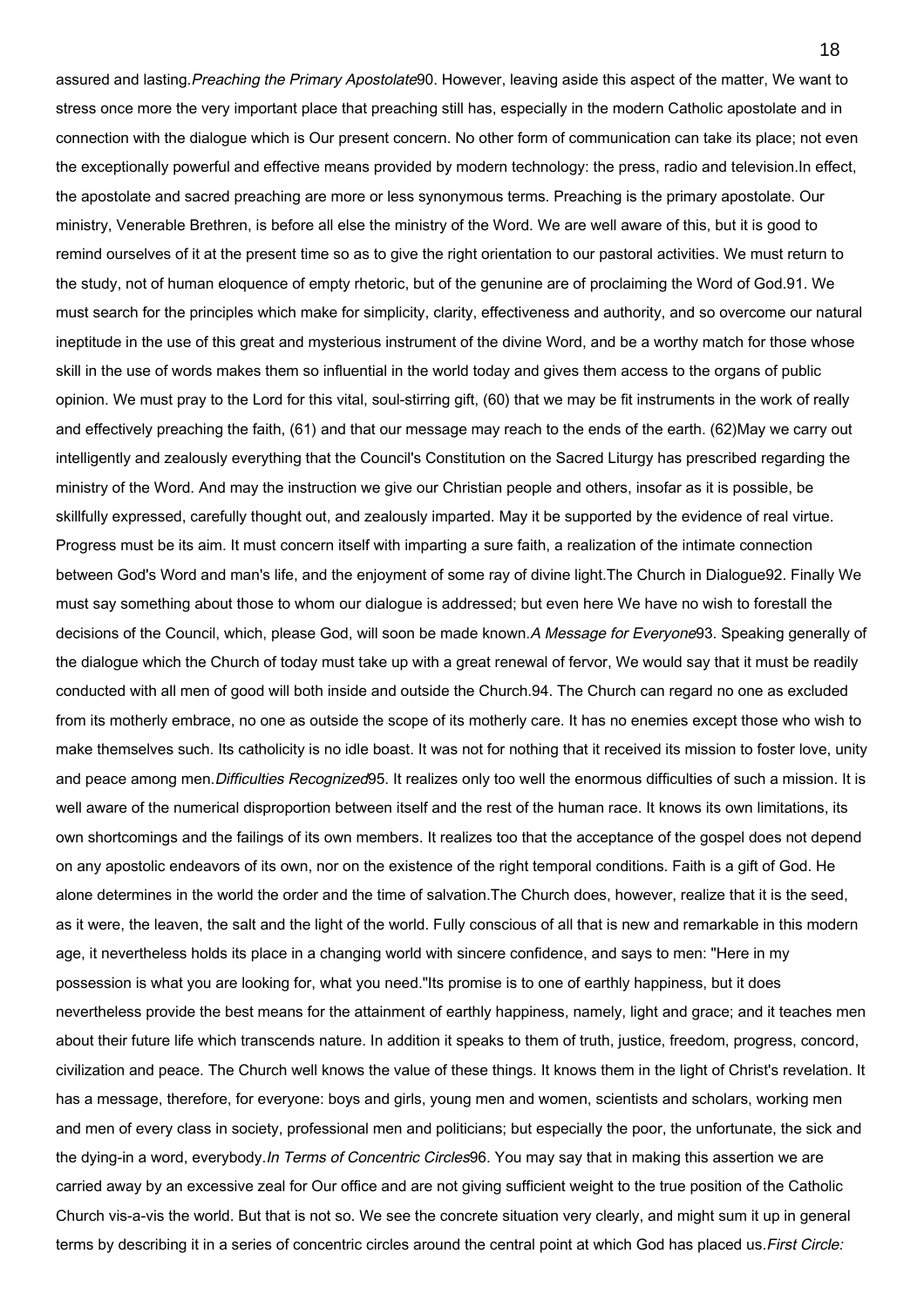assured and lasting.

### *Preaching the Primary Apostolate*

90. However, leaving aside this aspect of the matter, We want to stress once more the very important place that preaching still has, especially in the modern Catholic apostolate and in connection with the dialogue which is Our present concern. No other form of communication can take its place; not even the exceptionally powerful and effective means provided by modern technology: the press, radio and television.

In effect, the apostolate and sacred preaching are more or less synonymous terms. Preaching is the primary apostolate. Our ministry, Venerable Brethren, is before all else the ministry of the Word. We are well aware of this, but it is good to remind ourselves of it at the present time so as to give the right orientation to our pastoral activities. We must return to the study, not of human eloquence of empty rhetoric, but of the genuine are of proclaiming the Word of God.

91. We must search for the principles which make for simplicity, clarity, effectiveness and authority, and so overcome our natural ineptitude in the use of this great and mysterious instrument of the divine Word, and be a worthy match for those whose skill in the use of words makes them so influential in the world today and gives them access to the organs of public opinion. We must pray to the Lord for this vital, soul-stirring gift, (60) that we may be fit instruments in the work of really and effectively preaching the faith, (61) and that our message may reach to the ends of the earth. (62)

May we carry out intelligently and zealously everything that the Council's Constitution on the Sacred Liturgy has prescribed regarding the ministry of the Word. And may the instruction we give our Christian people and others, insofar as it is possible, be skillfully expressed, carefully thought out, and zealously imparted. May it be supported by the evidence of real virtue. Progress must be its aim. It must concern itself with imparting a sure faith, a realization of the intimate connection between God's Word and man's life, and the enjoyment of some ray of divine light.

## The Church in Dialogue

92. Finally We must say something about those to whom our dialogue is addressed; but even here We have no wish to forestall the decisions of the Council, which, please God, will soon be made known.

### *A Message for Everyone*

93. Speaking generally of the dialogue which the Church of today must take up with a great renewal of fervor, We would say that it must be readily conducted with all men of good will both inside and outside the Church.

94. The Church can regard no one as excluded from its motherly embrace, no one as outside the scope of its motherly care. It has no enemies except those who wish to make themselves such. Its catholicity is no idle boast. It was not for nothing that it received its mission to foster love, unity and peace among men.

### *Difficulties Recognized*

95. It realizes only too well the enormous difficulties of such a mission. It is well aware of the numerical disproportion between itself and the rest of the human race. It knows its own limitations, its own shortcomings and the failings of its own members. It realizes too that the acceptance of the gospel does not depend on any apostolic endeavors of its own, nor on the existence of the right temporal conditions. Faith is a gift of God. He alone determines in the world the order and the time of salvation.

The Church does, however, realize that it is the seed, as it were, the leaven, the salt and the light of the world. Fully conscious of all that is new and remarkable in this modern age, it nevertheless holds its place in a changing world with sincere confidence, and says to men: "Here in my possession is what you are looking for, what you need."

Its promise is to one of earthly happiness, but it does nevertheless provide the best means for the attainment of earthly happiness, namely, light and grace; and it teaches men about their future life which transcends nature. In addition it speaks to them of truth, justice, freedom, progress, concord, civilization and peace. The Church well knows the value of these things. It knows them in the light of Christ's revelation. It has a message, therefore, for everyone: boys and girls, young men and women, scientists and scholars, working men and men of every class in society, professional men and politicians; but especially the poor, the unfortunate, the sick and the dying-in a word, everybody.

### *In Terms of Concentric Circles*

96. You may say that in making this assertion we are carried away by an excessive zeal for Our office and are not giving sufficient weight to the true position of the Catholic Church vis-a-vis the world. But that is not so. We see the concrete situation very clearly, and might sum it up in general terms by describing it in a series of concentric circles around the central point at which God has placed us.

### *First Circle:*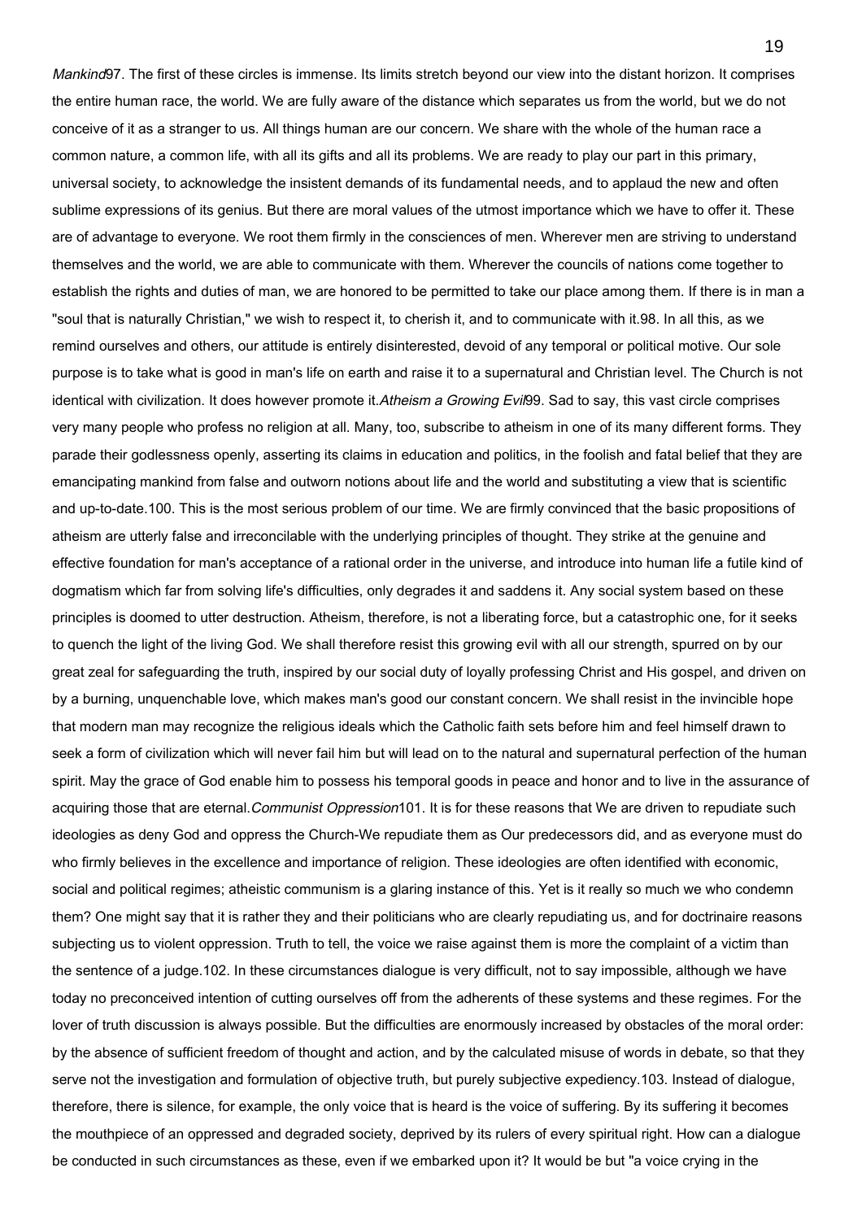*Mankind*97. The first of these circles is immense. Its limits stretch beyond our view into the distant horizon. It comprises the entire human race, the world. We are fully aware of the distance which separates us from the world, but we do not conceive of it as a stranger to us. All things human are our concern. We share with the whole of the human race a common nature, a common life, with all its gifts and all its problems. We are ready to play our part in this primary, universal society, to acknowledge the insistent demands of its fundamental needs, and to applaud the new and often sublime expressions of its genius. But there are moral values of the utmost importance which we have to offer it. These are of advantage to everyone. We root them firmly in the consciences of men. Wherever men are striving to understand themselves and the world, we are able to communicate with them. Wherever the councils of nations come together to establish the rights and duties of man, we are honored to be permitted to take our place among them. If there is in man a "soul that is naturally Christian," we wish to respect it, to cherish it, and to communicate with it.98. In all this, as we remind ourselves and others, our attitude is entirely disinterested, devoid of any temporal or political motive. Our sole purpose is to take what is good in man's life on earth and raise it to a supernatural and Christian level. The Church is not identical with civilization. It does however promote it.*Atheism a Growing Evil*99. Sad to say, this vast circle comprises very many people who profess no religion at all. Many, too, subscribe to atheism in one of its many different forms. They parade their godlessness openly, asserting its claims in education and politics, in the foolish and fatal belief that they are emancipating mankind from false and outworn notions about life and the world and substituting a view that is scientific and up-to-date.100. This is the most serious problem of our time. We are firmly convinced that the basic propositions of atheism are utterly false and irreconcilable with the underlying principles of thought. They strike at the genuine and effective foundation for man's acceptance of a rational order in the universe, and introduce into human life a futile kind of dogmatism which far from solving life's difficulties, only degrades it and saddens it. Any social system based on these principles is doomed to utter destruction. Atheism, therefore, is not a liberating force, but a catastrophic one, for it seeks to quench the light of the living God. We shall therefore resist this growing evil with all our strength, spurred on by our great zeal for safeguarding the truth, inspired by our social duty of loyally professing Christ and His gospel, and driven on by a burning, unquenchable love, which makes man's good our constant concern. We shall resist in the invincible hope that modern man may recognize the religious ideals which the Catholic faith sets before him and feel himself drawn to seek a form of civilization which will never fail him but will lead on to the natural and supernatural perfection of the human spirit. May the grace of God enable him to possess his temporal goods in peace and honor and to live in the assurance of acquiring those that are eternal.*Communist Oppression*101. It is for these reasons that We are driven to repudiate such ideologies as deny God and oppress the Church-We repudiate them as Our predecessors did, and as everyone must do who firmly believes in the excellence and importance of religion. These ideologies are often identified with economic, social and political regimes; atheistic communism is a glaring instance of this. Yet is it really so much we who condemn them? One might say that it is rather they and their politicians who are clearly repudiating us, and for doctrinaire reasons subjecting us to violent oppression. Truth to tell, the voice we raise against them is more the complaint of a victim than the sentence of a judge.102. In these circumstances dialogue is very difficult, not to say impossible, although we have today no preconceived intention of cutting ourselves off from the adherents of these systems and these regimes. For the lover of truth discussion is always possible. But the difficulties are enormously increased by obstacles of the moral order: by the absence of sufficient freedom of thought and action, and by the calculated misuse of words in debate, so that they serve not the investigation and formulation of objective truth, but purely subjective expediency.103. Instead of dialogue, therefore, there is silence, for example, the only voice that is heard is the voice of suffering. By its suffering it becomes the mouthpiece of an oppressed and degraded society, deprived by its rulers of every spiritual right. How can a dialogue be conducted in such circumstances as these, even if we embarked upon it? It would be but "a voice crying in the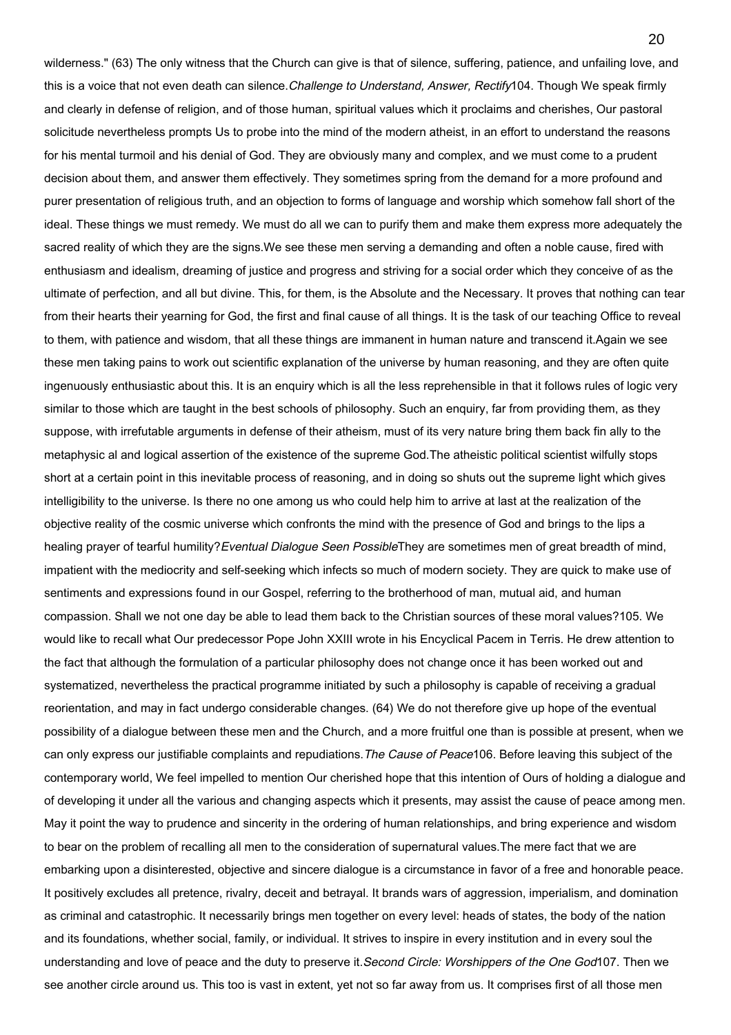wilderness." (63) The only witness that the Church can give is that of silence, suffering, patience, and unfailing love, and this is a voice that not even death can silence.

*Challenge to Understand, Answer, Rectify*

104. Though We speak firmly and clearly in defense of religion, and of those human, spiritual values which it proclaims and cherishes, Our pastoral solicitude nevertheless prompts Us to probe into the mind of the modern atheist, in an effort to understand the reasons for his mental turmoil and his denial of God. They are obviously many and complex, and we must come to a prudent decision about them, and answer them effectively. They sometimes spring from the demand for a more profound and purer presentation of religious truth, and an objection to forms of language and worship which somehow fall short of the ideal. These things we must remedy. We must do all we can to purify them and make them express more adequately the sacred reality of which they are the signs.

We see these men serving a demanding and often a noble cause, fired with enthusiasm and idealism, dreaming of justice and progress and striving for a social order which they conceive of as the ultimate of perfection, and all but divine. This, for them, is the Absolute and the Necessary. It proves that nothing can tear from their hearts their yearning for God, the first and final cause of all things. It is the task of our teaching Office to reveal to them, with patience and wisdom, that all these things are immanent in human nature and transcend it.

Again we see these men taking pains to work out scientific explanation of the universe by human reasoning, and they are often quite ingenuously enthusiastic about this. It is an enquiry which is all the less reprehensible in that it follows rules of logic very similar to those which are taught in the best schools of philosophy. Such an enquiry, far from providing them, as they suppose, with irrefutable arguments in defense of their atheism, must of its very nature bring them back fin ally to the metaphysic al and logical assertion of the existence of the supreme God.

The atheistic political scientist wilfully stops short at a certain point in this inevitable process of reasoning, and in doing so shuts out the supreme light which gives intelligibility to the universe. Is there no one among us who could help him to arrive at last at the realization of the objective reality of the cosmic universe which confronts the mind with the presence of God and brings to the lips a healing prayer of tearful humility?

*Eventual Dialogue Seen Possible*

They are sometimes men of great breadth of mind, impatient with the mediocrity and self-seeking which infects so much of modern society. They are quick to make use of sentiments and expressions found in our Gospel, referring to the brotherhood of man, mutual aid, and human compassion. Shall we not one day be able to lead them back to the Christian sources of these moral values?

105. We would like to recall what Our predecessor Pope John XXIII wrote in his Encyclical Pacem in Terris. He drew attention to the fact that although the formulation of a particular philosophy does not change once it has been worked out and systematized, nevertheless the practical programme initiated by such a philosophy is capable of receiving a gradual reorientation, and may in fact undergo considerable changes. (64) We do not therefore give up hope of the eventual possibility of a dialogue between these men and the Church, and a more fruitful one than is possible at present, when we can only express our justifiable complaints and repudiations.

*The Cause of Peace*

106. Before leaving this subject of the contemporary world, We feel impelled to mention Our cherished hope that this intention of Ours of holding a dialogue and of developing it under all the various and changing aspects which it presents, may assist the cause of peace among men. May it point the way to prudence and sincerity in the ordering of human relationships, and bring experience and wisdom to bear on the problem of recalling all men to the consideration of supernatural values.

The mere fact that we are embarking upon a disinterested, objective and sincere dialogue is a circumstance in favor of a free and honorable peace. It positively excludes all pretence, rivalry, deceit and betrayal. It brands wars of aggression, imperialism, and domination as criminal and catastrophic. It necessarily brings men together on every level: heads of states, the body of the nation and its foundations, whether social, family, or individual. It strives to inspire in every institution and in every soul the understanding and love of peace and the duty to preserve it.

*Second Circle: Worshippers of the One God*

107. Then we see another circle around us. This too is vast in extent, yet not so far away from us. It comprises first of all those men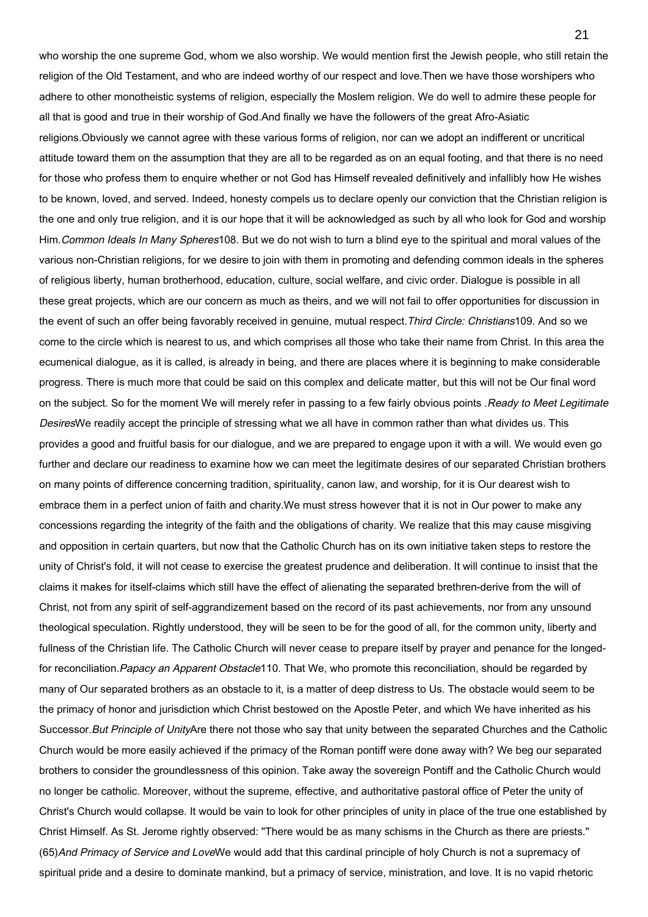who worship the one supreme God, whom we also worship. We would mention first the Jewish people, who still retain the religion of the Old Testament, and who are indeed worthy of our respect and love.Then we have those worshipers who adhere to other monotheistic systems of religion, especially the Moslem religion. We do well to admire these people for all that is good and true in their worship of God.And finally we have the followers of the great Afro-Asiatic religions.Obviously we cannot agree with these various forms of religion, nor can we adopt an indifferent or uncritical attitude toward them on the assumption that they are all to be regarded as on an equal footing, and that there is no need for those who profess them to enquire whether or not God has Himself revealed definitively and infallibly how He wishes to be known, loved, and served. Indeed, honesty compels us to declare openly our conviction that the Christian religion is the one and only true religion, and it is our hope that it will be acknowledged as such by all who look for God and worship Him.*Common Ideals In Many Spheres*108. But we do not wish to turn a blind eye to the spiritual and moral values of the various non-Christian religions, for we desire to join with them in promoting and defending common ideals in the spheres of religious liberty, human brotherhood, education, culture, social welfare, and civic order. Dialogue is possible in all these great projects, which are our concern as much as theirs, and we will not fail to offer opportunities for discussion in the event of such an offer being favorably received in genuine, mutual respect.*Third Circle: Christians*109. And so we come to the circle which is nearest to us, and which comprises all those who take their name from Christ. In this area the ecumenical dialogue, as it is called, is already in being, and there are places where it is beginning to make considerable progress. There is much more that could be said on this complex and delicate matter, but this will not be Our final word on the subject. So for the moment We will merely refer in passing to a few fairly obvious points .*Ready to Meet Legitimate Desires*We readily accept the principle of stressing what we all have in common rather than what divides us. This provides a good and fruitful basis for our dialogue, and we are prepared to engage upon it with a will. We would even go further and declare our readiness to examine how we can meet the legitimate desires of our separated Christian brothers on many points of difference concerning tradition, spirituality, canon law, and worship, for it is Our dearest wish to embrace them in a perfect union of faith and charity.We must stress however that it is not in Our power to make any concessions regarding the integrity of the faith and the obligations of charity. We realize that this may cause misgiving and opposition in certain quarters, but now that the Catholic Church has on its own initiative taken steps to restore the unity of Christ's fold, it will not cease to exercise the greatest prudence and deliberation. It will continue to insist that the claims it makes for itself-claims which still have the effect of alienating the separated brethren-derive from the will of Christ, not from any spirit of self-aggrandizement based on the record of its past achievements, nor from any unsound theological speculation. Rightly understood, they will be seen to be for the good of all, for the common unity, liberty and fullness of the Christian life. The Catholic Church will never cease to prepare itself by prayer and penance for the longed-for reconciliation.*Papacy an Apparent Obstacle*110. That We, who promote this reconciliation, should be regarded by many of Our separated brothers as an obstacle to it, is a matter of deep distress to Us. The obstacle would seem to be the primacy of honor and jurisdiction which Christ bestowed on the Apostle Peter, and which We have inherited as his Successor.*But Principle of Unity*Are there not those who say that unity between the separated Churches and the Catholic Church would be more easily achieved if the primacy of the Roman pontiff were done away with? We beg our separated brothers to consider the groundlessness of this opinion. Take away the sovereign Pontiff and the Catholic Church would no longer be catholic. Moreover, without the supreme, effective, and authoritative pastoral office of Peter the unity of Christ's Church would collapse. It would be vain to look for other principles of unity in place of the true one established by Christ Himself. As St. Jerome rightly observed: "There would be as many schisms in the Church as there are priests." (65)*And Primacy of Service and Love*We would add that this cardinal principle of holy Church is not a supremacy of spiritual pride and a desire to dominate mankind, but a primacy of service, ministration, and love. It is no vapid rhetoric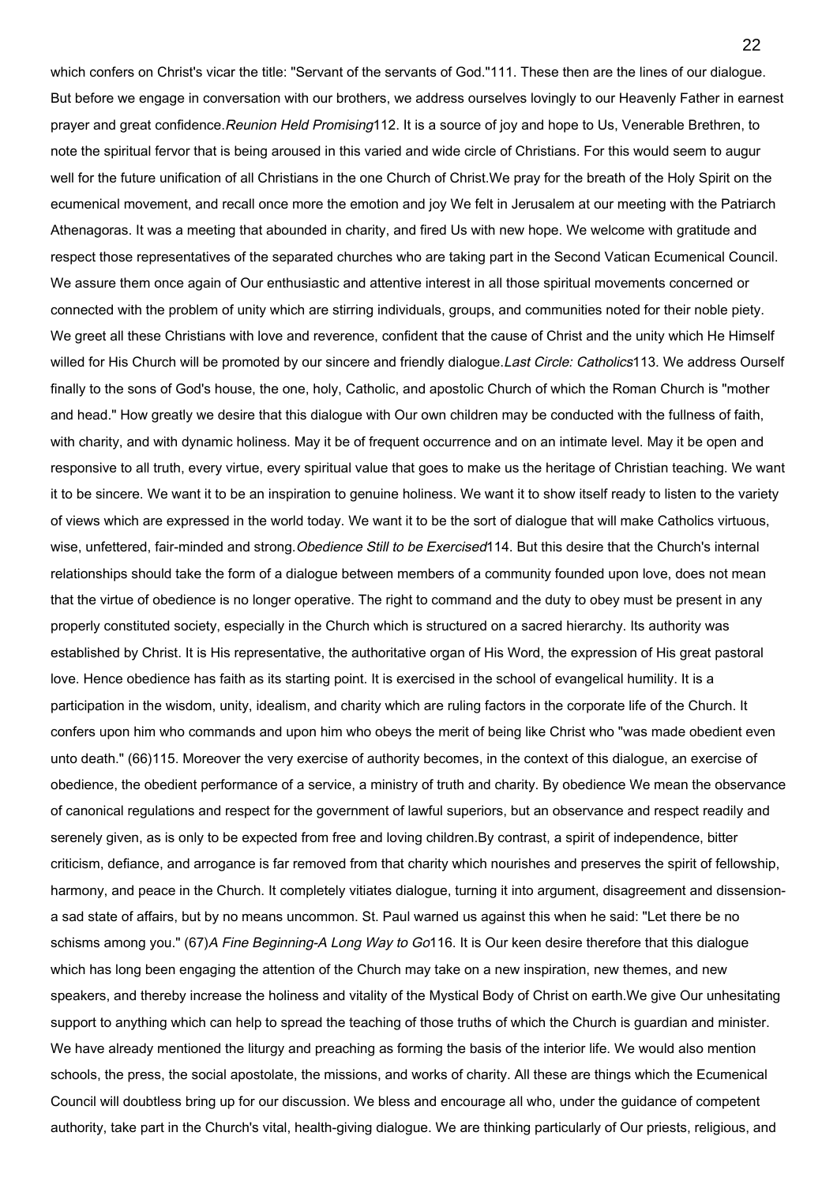which confers on Christ's vicar the title: "Servant of the servants of God."111. These then are the lines of our dialogue. But before we engage in conversation with our brothers, we address ourselves lovingly to our Heavenly Father in earnest prayer and great confidence.

*Reunion Held Promising*

112. It is a source of joy and hope to Us, Venerable Brethren, to note the spiritual fervor that is being aroused in this varied and wide circle of Christians. For this would seem to augur well for the future unification of all Christians in the one Church of Christ.

We pray for the breath of the Holy Spirit on the ecumenical movement, and recall once more the emotion and joy We felt in Jerusalem at our meeting with the Patriarch Athenagoras. It was a meeting that abounded in charity, and fired Us with new hope. We welcome with gratitude and respect those representatives of the separated churches who are taking part in the Second Vatican Ecumenical Council. We assure them once again of Our enthusiastic and attentive interest in all those spiritual movements concerned or connected with the problem of unity which are stirring individuals, groups, and communities noted for their noble piety. We greet all these Christians with love and reverence, confident that the cause of Christ and the unity which He Himself willed for His Church will be promoted by our sincere and friendly dialogue.

*Last Circle: Catholics*

113. We address Ourself finally to the sons of God's house, the one, holy, Catholic, and apostolic Church of which the Roman Church is "mother and head." How greatly we desire that this dialogue with Our own children may be conducted with the fullness of faith, with charity, and with dynamic holiness. May it be of frequent occurrence and on an intimate level. May it be open and responsive to all truth, every virtue, every spiritual value that goes to make us the heritage of Christian teaching. We want it to be sincere. We want it to be an inspiration to genuine holiness. We want it to show itself ready to listen to the variety of views which are expressed in the world today. We want it to be the sort of dialogue that will make Catholics virtuous, wise, unfettered, fair-minded and strong.

*Obedience Still to be Exercised*

114. But this desire that the Church's internal relationships should take the form of a dialogue between members of a community founded upon love, does not mean that the virtue of obedience is no longer operative. The right to command and the duty to obey must be present in any properly constituted society, especially in the Church which is structured on a sacred hierarchy. Its authority was established by Christ. It is His representative, the authoritative organ of His Word, the expression of His great pastoral love. Hence obedience has faith as its starting point. It is exercised in the school of evangelical humility. It is a participation in the wisdom, unity, idealism, and charity which are ruling factors in the corporate life of the Church. It confers upon him who commands and upon him who obeys the merit of being like Christ who "was made obedient even unto death." (66)

115. Moreover the very exercise of authority becomes, in the context of this dialogue, an exercise of obedience, the obedient performance of a service, a ministry of truth and charity. By obedience We mean the observance of canonical regulations and respect for the government of lawful superiors, but an observance and respect readily and serenely given, as is only to be expected from free and loving children.

By contrast, a spirit of independence, bitter criticism, defiance, and arrogance is far removed from that charity which nourishes and preserves the spirit of fellowship, harmony, and peace in the Church. It completely vitiates dialogue, turning it into argument, disagreement and dissension-a sad state of affairs, but by no means uncommon. St. Paul warned us against this when he said: "Let there be no schisms among you." (67)

*A Fine Beginning-A Long Way to Go*

116. It is Our keen desire therefore that this dialogue which has long been engaging the attention of the Church may take on a new inspiration, new themes, and new speakers, and thereby increase the holiness and vitality of the Mystical Body of Christ on earth.

We give Our unhesitating support to anything which can help to spread the teaching of those truths of which the Church is guardian and minister. We have already mentioned the liturgy and preaching as forming the basis of the interior life. We would also mention schools, the press, the social apostolate, the missions, and works of charity. All these are things which the Ecumenical Council will doubtless bring up for our discussion. We bless and encourage all who, under the guidance of competent authority, take part in the Church's vital, health-giving dialogue. We are thinking particularly of Our priests, religious, and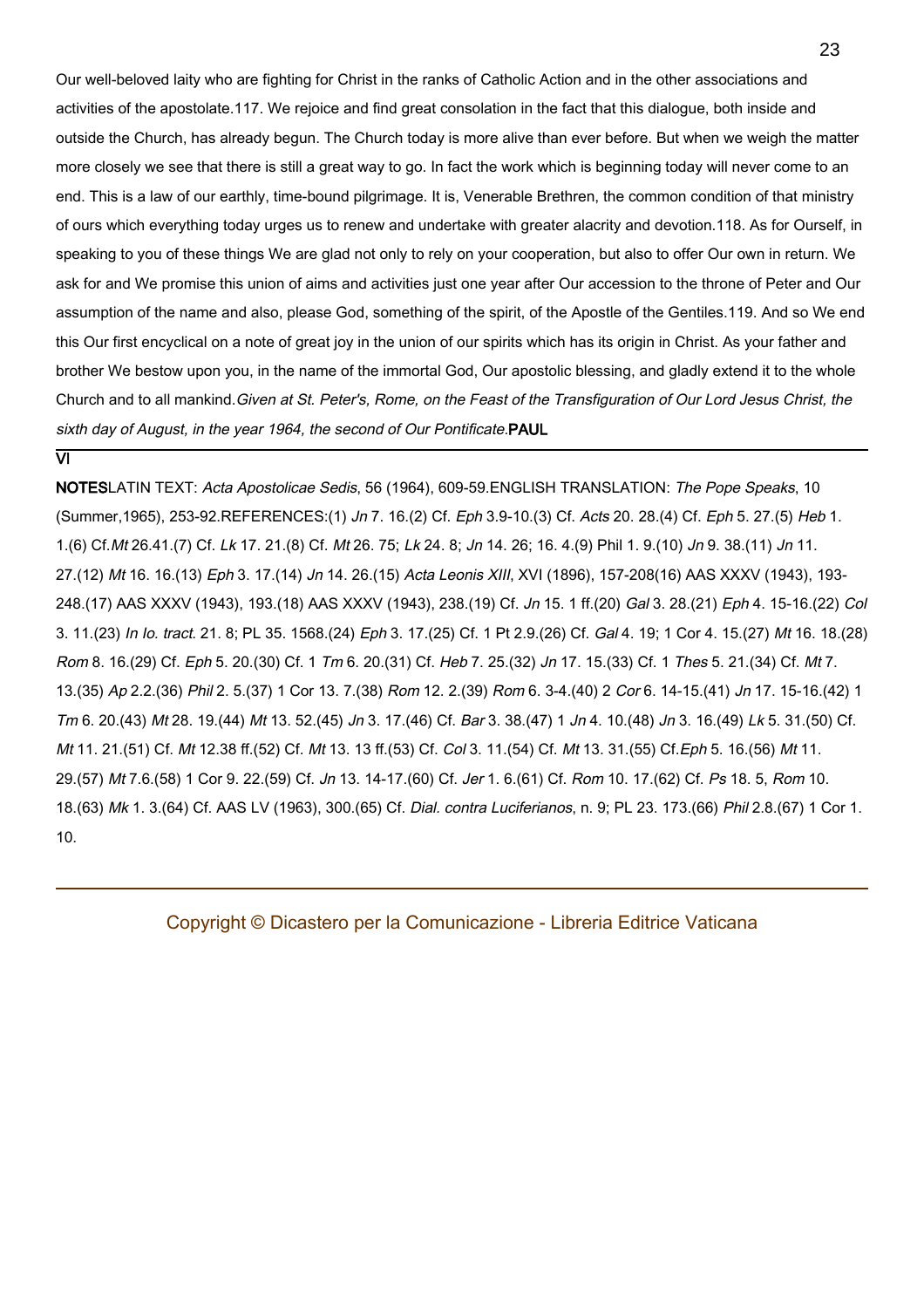Our well-beloved laity who are fighting for Christ in the ranks of Catholic Action and in the other associations and activities of the apostolate.117. We rejoice and find great consolation in the fact that this dialogue, both inside and outside the Church, has already begun. The Church today is more alive than ever before. But when we weigh the matter more closely we see that there is still a great way to go. In fact the work which is beginning today will never come to an end. This is a law of our earthly, time-bound pilgrimage. It is, Venerable Brethren, the common condition of that ministry of ours which everything today urges us to renew and undertake with greater alacrity and devotion.118. As for Ourself, in speaking to you of these things We are glad not only to rely on your cooperation, but also to offer Our own in return. We ask for and We promise this union of aims and activities just one year after Our accession to the throne of Peter and Our assumption of the name and also, please God, something of the spirit, of the Apostle of the Gentiles.119. And so We end this Our first encyclical on a note of great joy in the union of our spirits which has its origin in Christ. As your father and brother We bestow upon you, in the name of the immortal God, Our apostolic blessing, and gladly extend it to the whole Church and to all mankind.*Given at St. Peter's, Rome, on the Feast of the Transfiguration of Our Lord Jesus Christ, the sixth day of August, in the year 1964, the second of Our Pontificate.***PAUL VI**

---

**NOTES**LATIN TEXT: *Acta Apostolicae Sedis*, 56 (1964), 609-59.ENGLISH TRANSLATION: *The Pope Speaks*, 10 (Summer,1965), 253-92.REFERENCES:(1) *Jn* 7. 16.(2) Cf. *Eph* 3.9-10.(3) Cf. *Acts* 20. 28.(4) Cf. *Eph* 5. 27.(5) *Heb* 1. 1.(6) Cf.*Mt* 26.41.(7) Cf. *Lk* 17. 21.(8) Cf. *Mt* 26. 75; *Lk* 24. 8; *Jn* 14. 26; 16. 4.(9) Phil 1. 9.(10) *Jn* 9. 38.(11) *Jn* 11. 27.(12) *Mt* 16. 16.(13) *Eph* 3. 17.(14) *Jn* 14. 26.(15) *Acta Leonis XIII*, XVI (1896), 157-208(16) AAS XXXV (1943), 193-248.(17) AAS XXXV (1943), 193.(18) AAS XXXV (1943), 238.(19) Cf. *Jn* 15. 1 ff.(20) *Gal* 3. 28.(21) *Eph* 4. 15-16.(22) *Col* 3. 11.(23) *In Io. tract*. 21. 8; PL 35. 1568.(24) *Eph* 3. 17.(25) Cf. 1 Pt 2.9.(26) Cf. *Gal* 4. 19; 1 Cor 4. 15.(27) *Mt* 16. 18.(28) *Rom* 8. 16.(29) Cf. *Eph* 5. 20.(30) Cf. 1 *Tm* 6. 20.(31) Cf. *Heb* 7. 25.(32) *Jn* 17. 15.(33) Cf. 1 *Thes* 5. 21.(34) Cf. *Mt* 7. 13.(35) *Ap* 2.2.(36) *Phil* 2. 5.(37) 1 Cor 13. 7.(38) *Rom* 12. 2.(39) *Rom* 6. 3-4.(40) 2 *Cor* 6. 14-15.(41) *Jn* 17. 15-16.(42) 1 *Tm* 6. 20.(43) *Mt* 28. 19.(44) *Mt* 13. 52.(45) *Jn* 3. 17.(46) Cf. *Bar* 3. 38.(47) 1 *Jn* 4. 10.(48) *Jn* 3. 16.(49) *Lk* 5. 31.(50) Cf. *Mt* 11. 21.(51) Cf. *Mt* 12.38 ff.(52) Cf. *Mt* 13. 13 ff.(53) Cf. *Col* 3. 11.(54) Cf. *Mt* 13. 31.(55) Cf.*Eph* 5. 16.(56) *Mt* 11. 29.(57) *Mt* 7.6.(58) 1 Cor 9. 22.(59) Cf. *Jn* 13. 14-17.(60) Cf. *Jer* 1. 6.(61) Cf. *Rom* 10. 17.(62) Cf. *Ps* 18. 5, *Rom* 10. 18.(63) *Mk* 1. 3.(64) Cf. AAS LV (1963), 300.(65) Cf. *Dial. contra Luciferianos*, n. 9; PL 23. 173.(66) *Phil* 2.8.(67) 1 Cor 1. 10.

---

Copyright © Dicastero per la Comunicazione - Libreria Editrice Vaticana